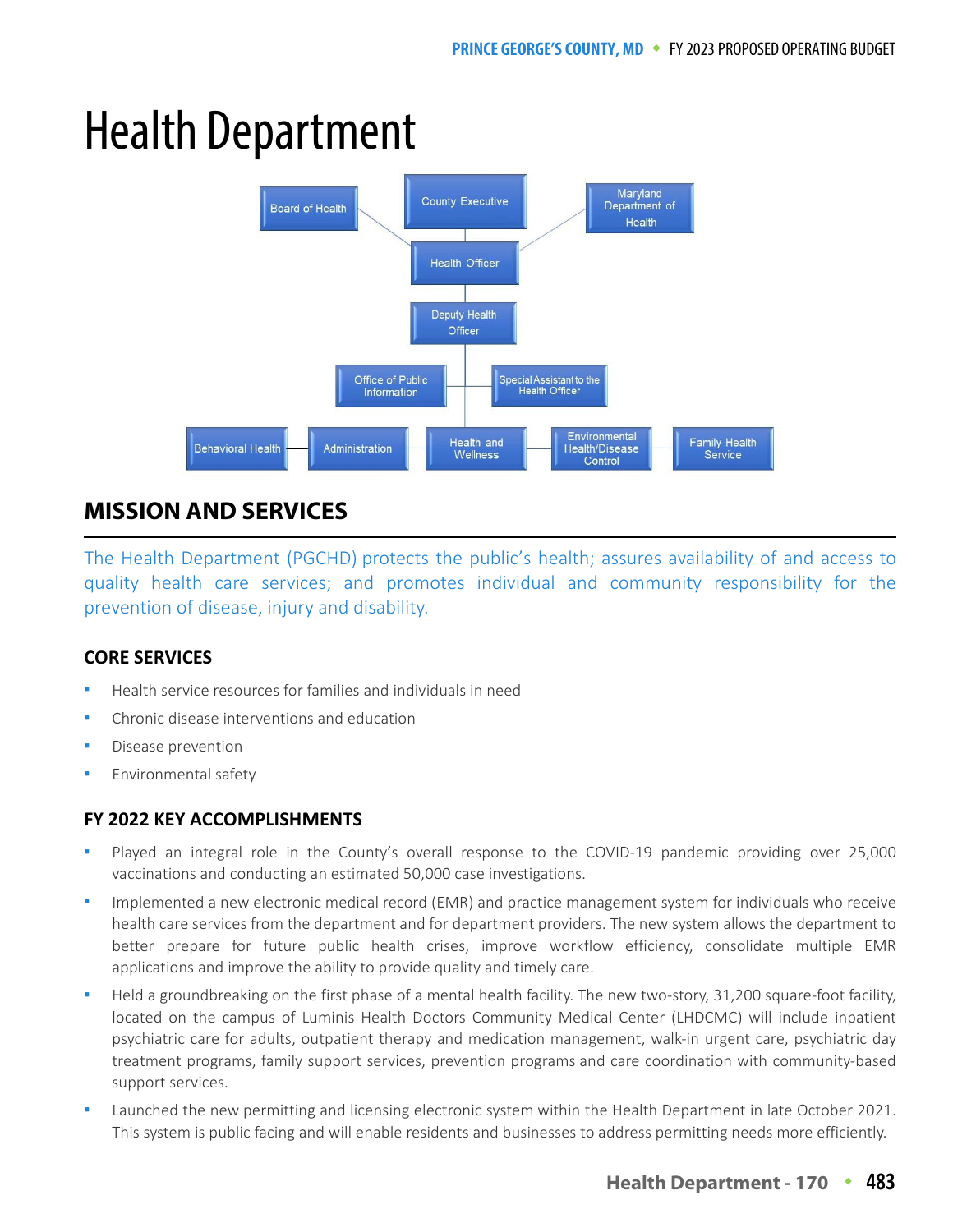# Health Department

## MISSION AND SERVICES

The Health Department (PGCHD) protects the public's health; assures availability of and access to quality health care services; and promotes individual and community responsibility for the prevention of disease, injury and disability.

### CORE SERVICES

- Health service resources for families and individuals in need
- Chronic disease interventions and education
- Disease prevention
- Environmental safety

### FY 2022 KEY ACCOMPLISHMENTS

- Played an integral role in the County's overall response to the COVID-19 pandemic providing over 25,000 vaccinations and conducting an estimated 50,000 case investigations.
- Implemented a new electronic medical record (EMR) and practice management system for individuals who receive health care services from the department and for department providers. The new system allows the department to better prepare for future public health crises, improve workflow efficiency, consolidate multiple EMR applications and improve the ability to provide quality and timely care.
- Held a groundbreaking on the first phase of a mental health facility. The new two-story, 31,200 square-foot facility, located on the campus of Luminis Health Doctors Community Medical Center (LHDCMC) will include inpatient psychiatric care for adults, outpatient therapy and medication management, walk-in urgent care, psychiatric day treatment programs, family support services, prevention programs and care coordination with community-based support services.
- Launched the new permitting and licensing electronic system within the Health Department in late October 2021. This system is public facing and will enable residents and businesses to address permitting needs more efficiently.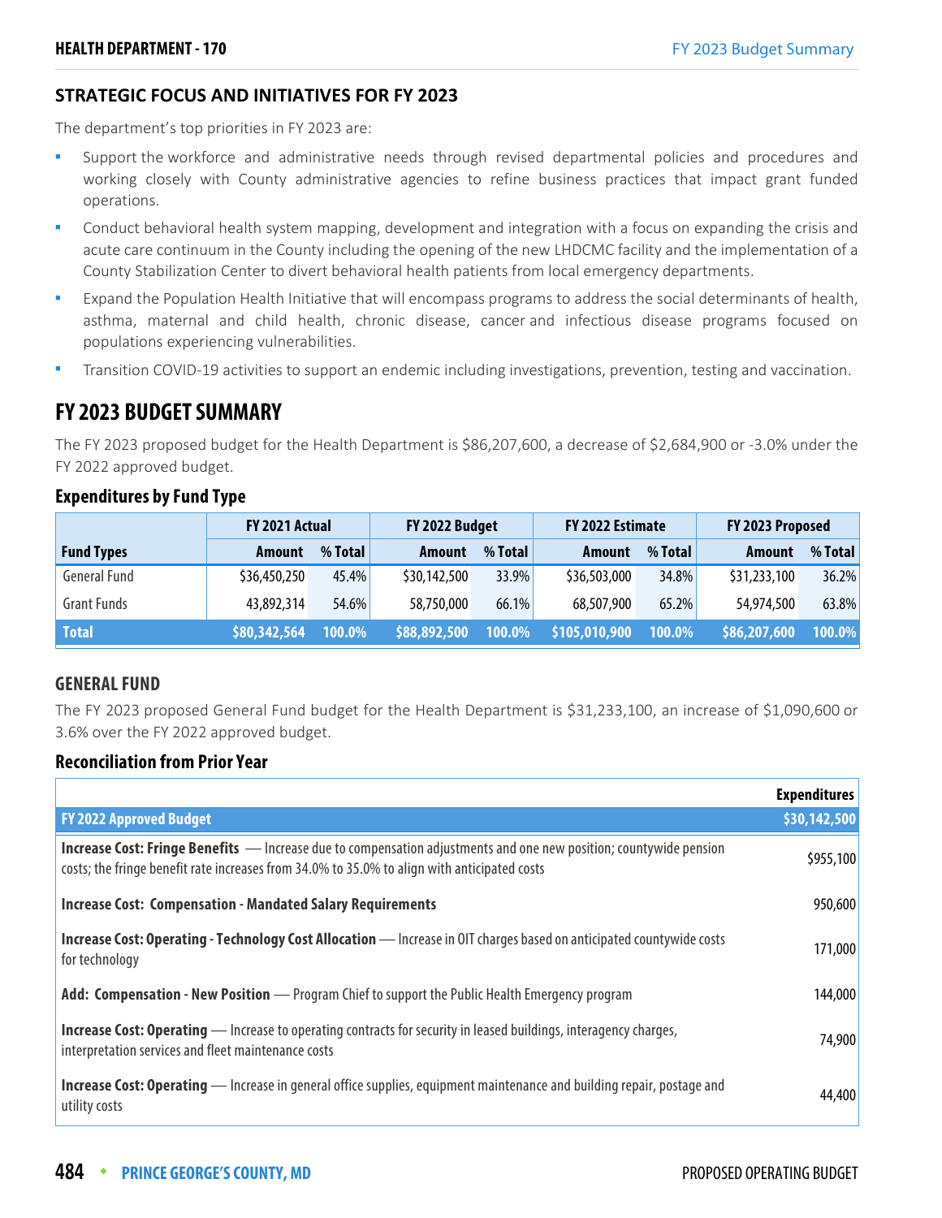## STRATEGIC FOCUS AND INITIATIVES FOR FY 2023

The department's top priorities in FY 2023 are:

- Support the workforce and administrative needs through revised departmental policies and procedures and working closely with County administrative agencies to refine business practices that impact grant funded operations.
- Conduct behavioral health system mapping, development and integration with a focus on expanding the crisis and acute care continuum in the County including the opening of the new LHDCMC facility and the implementation of a County Stabilization Center to divert behavioral health patients from local emergency departments.
- Expand the Population Health Initiative that will encompass programs to address the social determinants of health, asthma, maternal and child health, chronic disease, cancer and infectious disease programs focused on populations experiencing vulnerabilities.
- Transition COVID-19 activities to support an endemic including investigations, prevention, testing and vaccination.

# FY 2023 BUDGET SUMMARY

The FY 2023 proposed budget for the Health Department is $86,207,600, a decrease of $2,684,900 or -3.0% under the FY 2022 approved budget.

### Expenditures by Fund Type

| | FY 2021 Actual | | FY 2022 Budget | | FY 2022 Estimate | | FY 2023 Proposed | |
|---|---|---|---|---|---|---|---|---|
| **Fund Types** | **Amount** | **% Total** | **Amount** | **% Total** | **Amount** | **% Total** | **Amount** | **% Total** |
| General Fund | $36,450,250 | 45.4% | $30,142,500 | 33.9% | $36,503,000 | 34.8% | $31,233,100 | 36.2% |
| Grant Funds | 43,892,314 | 54.6% | 58,750,000 | 66.1% | 68,507,900 | 65.2% | 54,974,500 | 63.8% |
| **Total** | **$80,342,564** | **100.0%** | **$88,892,500** | **100.0%** | **$105,010,900** | **100.0%** | **$86,207,600** | **100.0%** |

### GENERAL FUND

The FY 2023 proposed General Fund budget for the Health Department is $31,233,100, an increase of $1,090,600 or 3.6% over the FY 2022 approved budget.

### Reconciliation from Prior Year

| | Expenditures |
|---|---|
| **FY 2022 Approved Budget** | **$30,142,500** |
| **Increase Cost: Fringe Benefits** — Increase due to compensation adjustments and one new position; countywide pension costs; the fringe benefit rate increases from 34.0% to 35.0% to align with anticipated costs | $955,100 |
| **Increase Cost: Compensation - Mandated Salary Requirements** | 950,600 |
| **Increase Cost: Operating - Technology Cost Allocation** — Increase in OIT charges based on anticipated countywide costs for technology | 171,000 |
| **Add: Compensation - New Position** — Program Chief to support the Public Health Emergency program | 144,000 |
| **Increase Cost: Operating** — Increase to operating contracts for security in leased buildings, interagency charges, interpretation services and fleet maintenance costs | 74,900 |
| **Increase Cost: Operating** — Increase in general office supplies, equipment maintenance and building repair, postage and utility costs | 44,400 |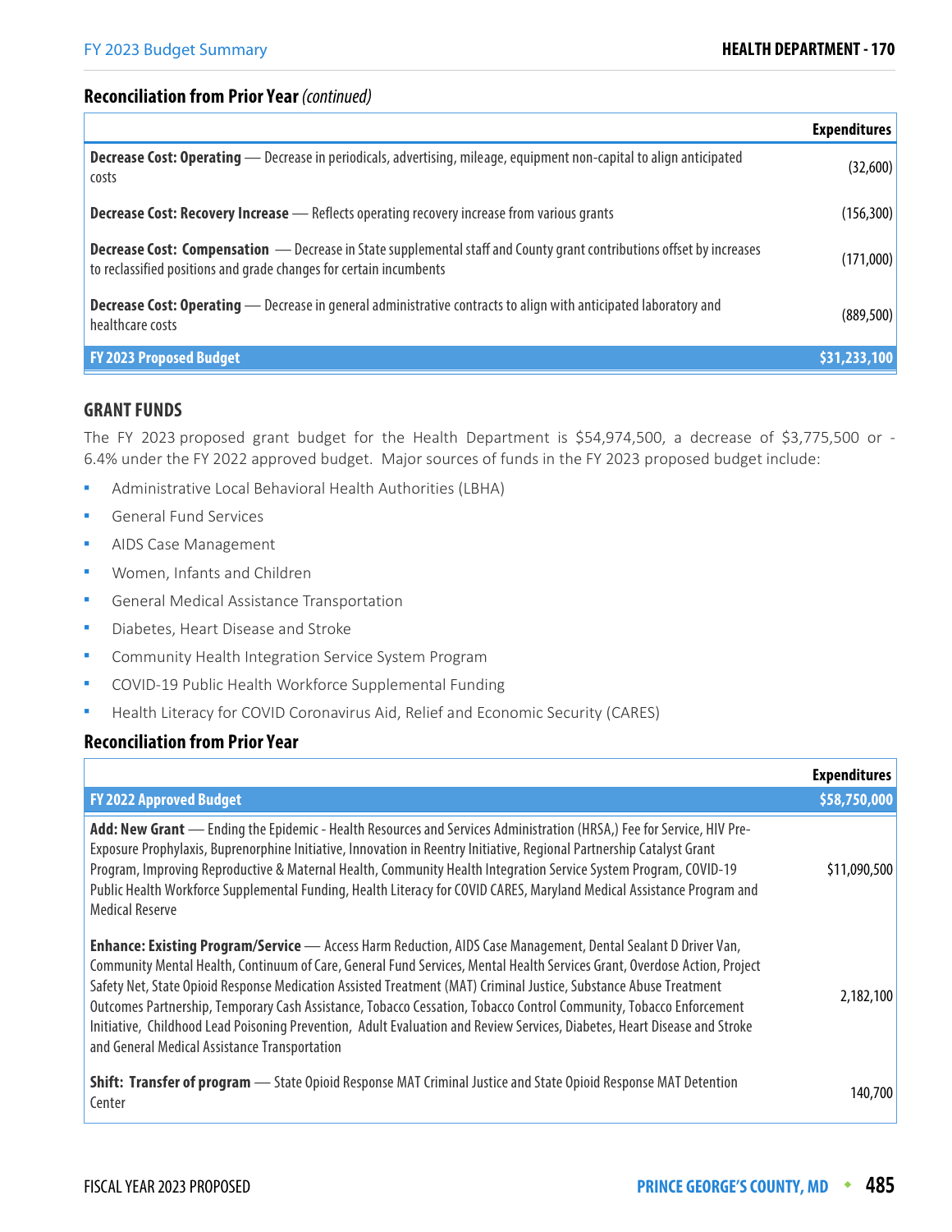## Reconciliation from Prior Year *(continued)*

| | Expenditures |
|---|---|
| **Decrease Cost: Operating** — Decrease in periodicals, advertising, mileage, equipment non-capital to align anticipated costs | (32,600) |
| **Decrease Cost: Recovery Increase** — Reflects operating recovery increase from various grants | (156,300) |
| **Decrease Cost: Compensation** — Decrease in State supplemental staff and County grant contributions offset by increases to reclassified positions and grade changes for certain incumbents | (171,000) |
| **Decrease Cost: Operating** — Decrease in general administrative contracts to align with anticipated laboratory and healthcare costs | (889,500) |
| **FY 2023 Proposed Budget** | **$31,233,100** |

## GRANT FUNDS

The FY 2023 proposed grant budget for the Health Department is $54,974,500, a decrease of $3,775,500 or -6.4% under the FY 2022 approved budget. Major sources of funds in the FY 2023 proposed budget include:

- Administrative Local Behavioral Health Authorities (LBHA)
- General Fund Services
- AIDS Case Management
- Women, Infants and Children
- General Medical Assistance Transportation
- Diabetes, Heart Disease and Stroke
- Community Health Integration Service System Program
- COVID-19 Public Health Workforce Supplemental Funding
- Health Literacy for COVID Coronavirus Aid, Relief and Economic Security (CARES)

## Reconciliation from Prior Year

| | Expenditures |
|---|---|
| **FY 2022 Approved Budget** | **$58,750,000** |
| **Add: New Grant** — Ending the Epidemic - Health Resources and Services Administration (HRSA,) Fee for Service, HIV Pre-Exposure Prophylaxis, Buprenorphine Initiative, Innovation in Reentry Initiative, Regional Partnership Catalyst Grant Program, Improving Reproductive & Maternal Health, Community Health Integration Service System Program, COVID-19 Public Health Workforce Supplemental Funding, Health Literacy for COVID CARES, Maryland Medical Assistance Program and Medical Reserve | $11,090,500 |
| **Enhance: Existing Program/Service** — Access Harm Reduction, AIDS Case Management, Dental Sealant D Driver Van, Community Mental Health, Continuum of Care, General Fund Services, Mental Health Services Grant, Overdose Action, Project Safety Net, State Opioid Response Medication Assisted Treatment (MAT) Criminal Justice, Substance Abuse Treatment Outcomes Partnership, Temporary Cash Assistance, Tobacco Cessation, Tobacco Control Community, Tobacco Enforcement Initiative, Childhood Lead Poisoning Prevention, Adult Evaluation and Review Services, Diabetes, Heart Disease and Stroke and General Medical Assistance Transportation | 2,182,100 |
| **Shift: Transfer of program** — State Opioid Response MAT Criminal Justice and State Opioid Response MAT Detention Center | 140,700 |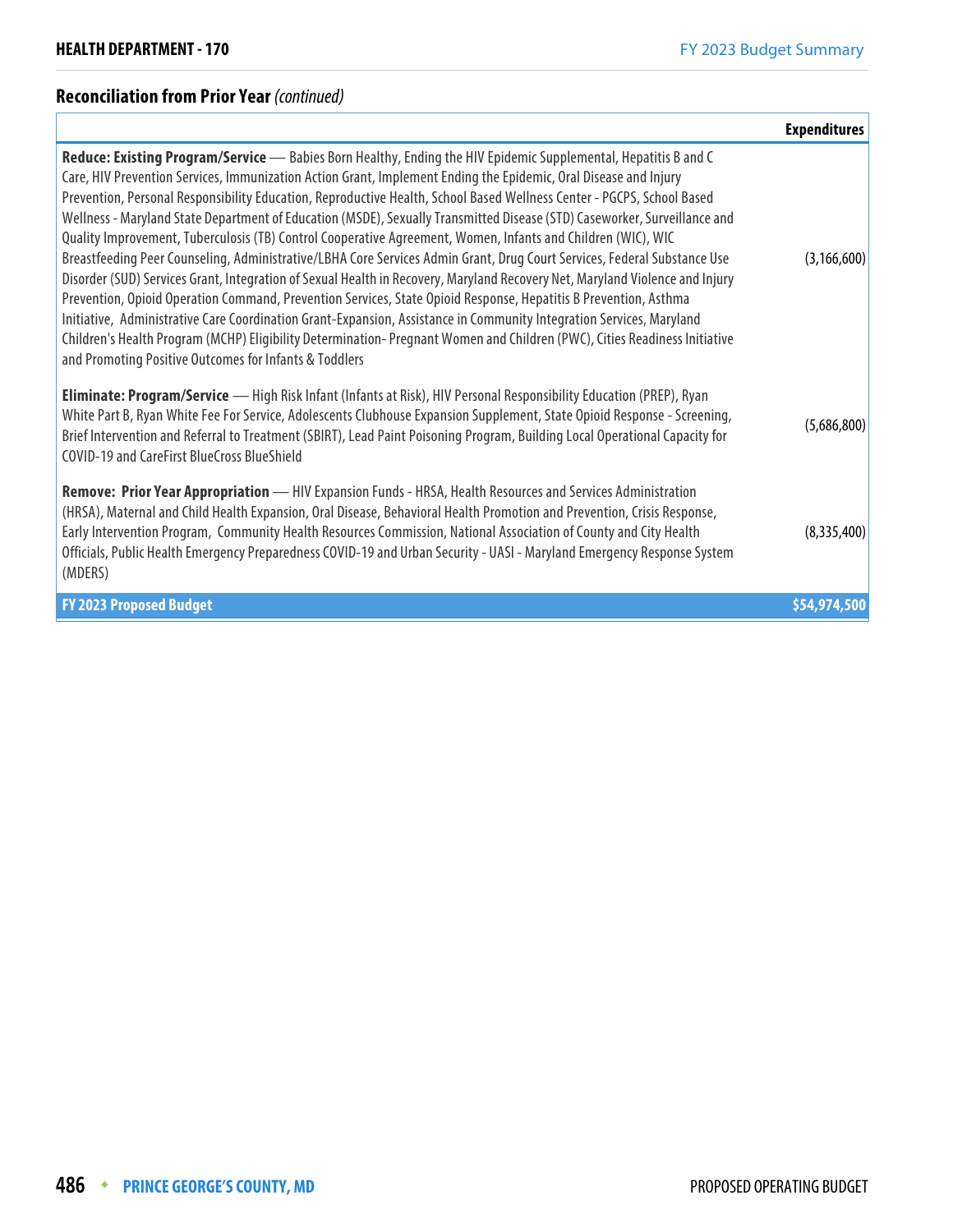## Reconciliation from Prior Year *(continued)*

| | Expenditures |
|---|---|
| **Reduce: Existing Program/Service** — Babies Born Healthy, Ending the HIV Epidemic Supplemental, Hepatitis B and C Care, HIV Prevention Services, Immunization Action Grant, Implement Ending the Epidemic, Oral Disease and Injury Prevention, Personal Responsibility Education, Reproductive Health, School Based Wellness Center - PGCPS, School Based Wellness - Maryland State Department of Education (MSDE), Sexually Transmitted Disease (STD) Caseworker, Surveillance and Quality Improvement, Tuberculosis (TB) Control Cooperative Agreement, Women, Infants and Children (WIC), WIC Breastfeeding Peer Counseling, Administrative/LBHA Core Services Admin Grant, Drug Court Services, Federal Substance Use Disorder (SUD) Services Grant, Integration of Sexual Health in Recovery, Maryland Recovery Net, Maryland Violence and Injury Prevention, Opioid Operation Command, Prevention Services, State Opioid Response, Hepatitis B Prevention, Asthma Initiative, Administrative Care Coordination Grant-Expansion, Assistance in Community Integration Services, Maryland Children's Health Program (MCHP) Eligibility Determination- Pregnant Women and Children (PWC), Cities Readiness Initiative and Promoting Positive Outcomes for Infants & Toddlers | (3,166,600) |
| **Eliminate: Program/Service** — High Risk Infant (Infants at Risk), HIV Personal Responsibility Education (PREP), Ryan White Part B, Ryan White Fee For Service, Adolescents Clubhouse Expansion Supplement, State Opioid Response - Screening, Brief Intervention and Referral to Treatment (SBIRT), Lead Paint Poisoning Program, Building Local Operational Capacity for COVID-19 and CareFirst BlueCross BlueShield | (5,686,800) |
| **Remove: Prior Year Appropriation** — HIV Expansion Funds - HRSA, Health Resources and Services Administration (HRSA), Maternal and Child Health Expansion, Oral Disease, Behavioral Health Promotion and Prevention, Crisis Response, Early Intervention Program, Community Health Resources Commission, National Association of County and City Health Officials, Public Health Emergency Preparedness COVID-19 and Urban Security - UASI - Maryland Emergency Response System (MDERS) | (8,335,400) |
| **FY 2023 Proposed Budget** | **$54,974,500** |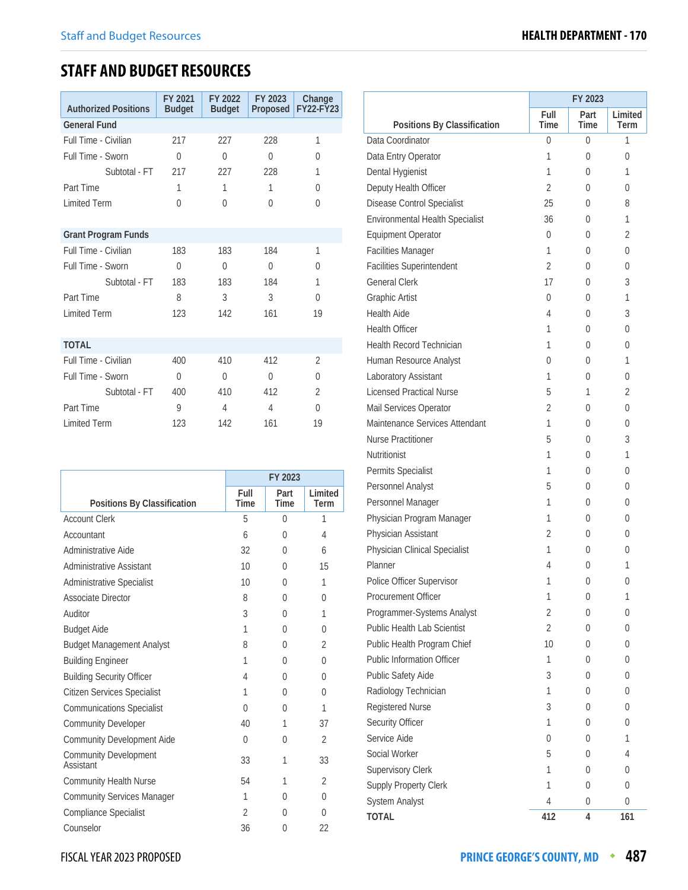## STAFF AND BUDGET RESOURCES

| Authorized Positions | FY 2021 Budget | FY 2022 Budget | FY 2023 Proposed | Change FY22-FY23 |
|---|---|---|---|---|
| **General Fund** | | | | |
| Full Time - Civilian | 217 | 227 | 228 | 1 |
| Full Time - Sworn | 0 | 0 | 0 | 0 |
| Subtotal - FT | 217 | 227 | 228 | 1 |
| Part Time | 1 | 1 | 1 | 0 |
| Limited Term | 0 | 0 | 0 | 0 |
| **Grant Program Funds** | | | | |
| Full Time - Civilian | 183 | 183 | 184 | 1 |
| Full Time - Sworn | 0 | 0 | 0 | 0 |
| Subtotal - FT | 183 | 183 | 184 | 1 |
| Part Time | 8 | 3 | 3 | 0 |
| Limited Term | 123 | 142 | 161 | 19 |
| **TOTAL** | | | | |
| Full Time - Civilian | 400 | 410 | 412 | 2 |
| Full Time - Sworn | 0 | 0 | 0 | 0 |
| Subtotal - FT | 400 | 410 | 412 | 2 |
| Part Time | 9 | 4 | 4 | 0 |
| Limited Term | 123 | 142 | 161 | 19 |

| Positions By Classification | FY 2023 | | |
|---|---|---|---|
| | Full Time | Part Time | Limited Term |
| Account Clerk | 5 | 0 | 1 |
| Accountant | 6 | 0 | 4 |
| Administrative Aide | 32 | 0 | 6 |
| Administrative Assistant | 10 | 0 | 15 |
| Administrative Specialist | 10 | 0 | 1 |
| Associate Director | 8 | 0 | 0 |
| Auditor | 3 | 0 | 1 |
| Budget Aide | 1 | 0 | 0 |
| Budget Management Analyst | 8 | 0 | 2 |
| Building Engineer | 1 | 0 | 0 |
| Building Security Officer | 4 | 0 | 0 |
| Citizen Services Specialist | 1 | 0 | 0 |
| Communications Specialist | 0 | 0 | 1 |
| Community Developer | 40 | 1 | 37 |
| Community Development Aide | 0 | 0 | 2 |
| Community Development Assistant | 33 | 1 | 33 |
| Community Health Nurse | 54 | 1 | 2 |
| Community Services Manager | 1 | 0 | 0 |
| Compliance Specialist | 2 | 0 | 0 |
| Counselor | 36 | 0 | 22 |
| Data Coordinator | 0 | 0 | 1 |
| Data Entry Operator | 1 | 0 | 0 |
| Dental Hygienist | 1 | 0 | 1 |
| Deputy Health Officer | 2 | 0 | 0 |
| Disease Control Specialist | 25 | 0 | 8 |
| Environmental Health Specialist | 36 | 0 | 1 |
| Equipment Operator | 0 | 0 | 2 |
| Facilities Manager | 1 | 0 | 0 |
| Facilities Superintendent | 2 | 0 | 0 |
| General Clerk | 17 | 0 | 3 |
| Graphic Artist | 0 | 0 | 1 |
| Health Aide | 4 | 0 | 3 |
| Health Officer | 1 | 0 | 0 |
| Health Record Technician | 1 | 0 | 0 |
| Human Resource Analyst | 0 | 0 | 1 |
| Laboratory Assistant | 1 | 0 | 0 |
| Licensed Practical Nurse | 5 | 1 | 2 |
| Mail Services Operator | 2 | 0 | 0 |
| Maintenance Services Attendant | 1 | 0 | 0 |
| Nurse Practitioner | 5 | 0 | 3 |
| Nutritionist | 1 | 0 | 1 |
| Permits Specialist | 1 | 0 | 0 |
| Personnel Analyst | 5 | 0 | 0 |
| Personnel Manager | 1 | 0 | 0 |
| Physician Program Manager | 1 | 0 | 0 |
| Physician Assistant | 2 | 0 | 0 |
| Physician Clinical Specialist | 1 | 0 | 0 |
| Planner | 4 | 0 | 1 |
| Police Officer Supervisor | 1 | 0 | 0 |
| Procurement Officer | 1 | 0 | 1 |
| Programmer-Systems Analyst | 2 | 0 | 0 |
| Public Health Lab Scientist | 2 | 0 | 0 |
| Public Health Program Chief | 10 | 0 | 0 |
| Public Information Officer | 1 | 0 | 0 |
| Public Safety Aide | 3 | 0 | 0 |
| Radiology Technician | 1 | 0 | 0 |
| Registered Nurse | 3 | 0 | 0 |
| Security Officer | 1 | 0 | 0 |
| Service Aide | 0 | 0 | 1 |
| Social Worker | 5 | 0 | 4 |
| Supervisory Clerk | 1 | 0 | 0 |
| Supply Property Clerk | 1 | 0 | 0 |
| System Analyst | 4 | 0 | 0 |
| **TOTAL** | **412** | **4** | **161** |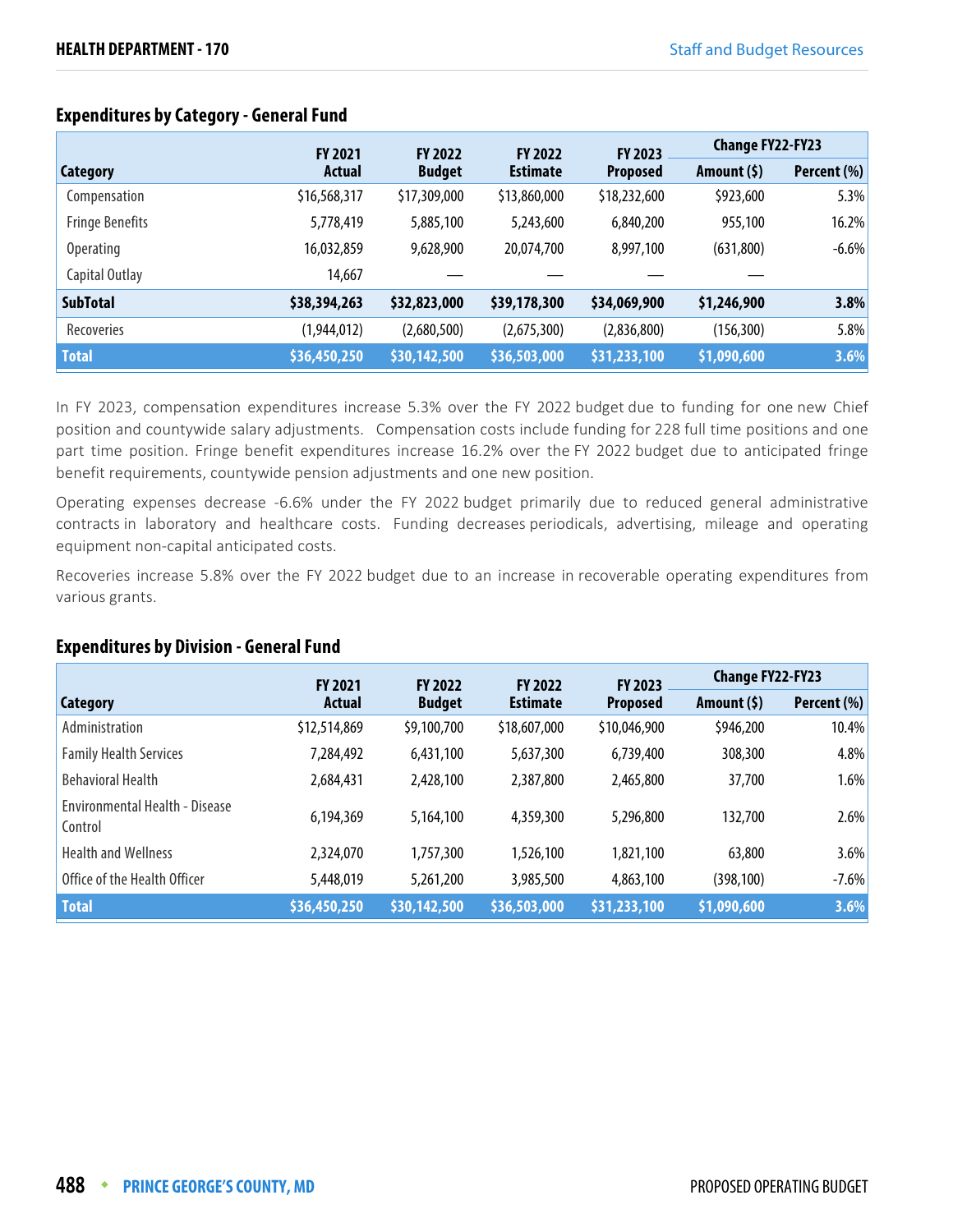## Expenditures by Category - General Fund

| Category | FY 2021 Actual | FY 2022 Budget | FY 2022 Estimate | FY 2023 Proposed | Change FY22-FY23 Amount ($) | Change FY22-FY23 Percent (%) |
|---|---|---|---|---|---|---|
| Compensation | $16,568,317 | $17,309,000 | $13,860,000 | $18,232,600 | $923,600 | 5.3% |
| Fringe Benefits | 5,778,419 | 5,885,100 | 5,243,600 | 6,840,200 | 955,100 | 16.2% |
| Operating | 16,032,859 | 9,628,900 | 20,074,700 | 8,997,100 | (631,800) | -6.6% |
| Capital Outlay | 14,667 | — | — | — | — | |
| **SubTotal** | **$38,394,263** | **$32,823,000** | **$39,178,300** | **$34,069,900** | **$1,246,900** | **3.8%** |
| Recoveries | (1,944,012) | (2,680,500) | (2,675,300) | (2,836,800) | (156,300) | 5.8% |
| **Total** | **$36,450,250** | **$30,142,500** | **$36,503,000** | **$31,233,100** | **$1,090,600** | **3.6%** |

In FY 2023, compensation expenditures increase 5.3% over the FY 2022 budget due to funding for one new Chief position and countywide salary adjustments. Compensation costs include funding for 228 full time positions and one part time position. Fringe benefit expenditures increase 16.2% over the FY 2022 budget due to anticipated fringe benefit requirements, countywide pension adjustments and one new position.

Operating expenses decrease -6.6% under the FY 2022 budget primarily due to reduced general administrative contracts in laboratory and healthcare costs. Funding decreases periodicals, advertising, mileage and operating equipment non-capital anticipated costs.

Recoveries increase 5.8% over the FY 2022 budget due to an increase in recoverable operating expenditures from various grants.

## Expenditures by Division - General Fund

| Category | FY 2021 Actual | FY 2022 Budget | FY 2022 Estimate | FY 2023 Proposed | Change FY22-FY23 Amount ($) | Change FY22-FY23 Percent (%) |
|---|---|---|---|---|---|---|
| Administration | $12,514,869 | $9,100,700 | $18,607,000 | $10,046,900 | $946,200 | 10.4% |
| Family Health Services | 7,284,492 | 6,431,100 | 5,637,300 | 6,739,400 | 308,300 | 4.8% |
| Behavioral Health | 2,684,431 | 2,428,100 | 2,387,800 | 2,465,800 | 37,700 | 1.6% |
| Environmental Health - Disease Control | 6,194,369 | 5,164,100 | 4,359,300 | 5,296,800 | 132,700 | 2.6% |
| Health and Wellness | 2,324,070 | 1,757,300 | 1,526,100 | 1,821,100 | 63,800 | 3.6% |
| Office of the Health Officer | 5,448,019 | 5,261,200 | 3,985,500 | 4,863,100 | (398,100) | -7.6% |
| **Total** | **$36,450,250** | **$30,142,500** | **$36,503,000** | **$31,233,100** | **$1,090,600** | **3.6%** |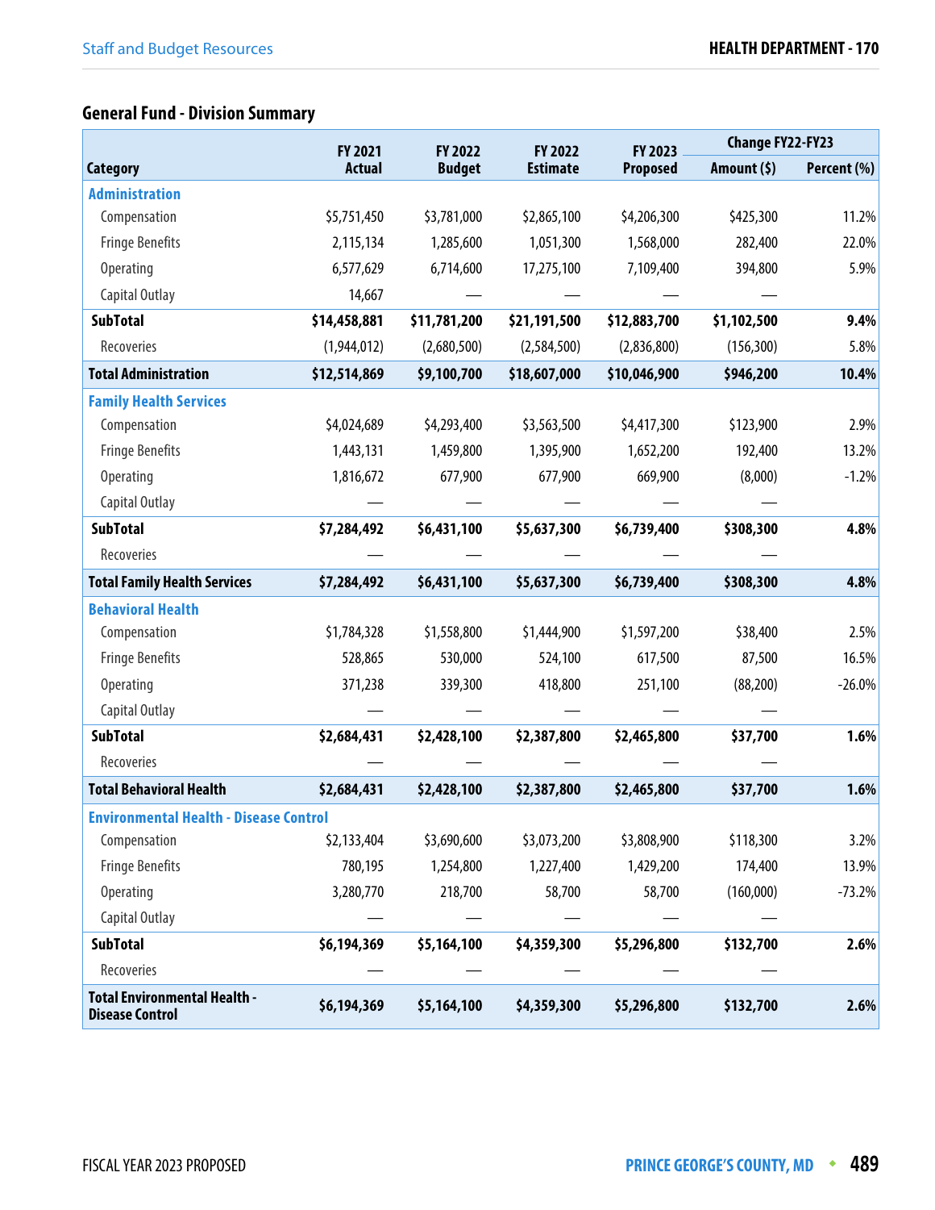## General Fund - Division Summary

| Category | FY 2021 Actual | FY 2022 Budget | FY 2022 Estimate | FY 2023 Proposed | Change FY22-FY23 | |
|---|---|---|---|---|---|---|
| | | | | | Amount ($) | Percent (%) |
| **Administration** | | | | | | |
| Compensation | $5,751,450 | $3,781,000 | $2,865,100 | $4,206,300 | $425,300 | 11.2% |
| Fringe Benefits | 2,115,134 | 1,285,600 | 1,051,300 | 1,568,000 | 282,400 | 22.0% |
| Operating | 6,577,629 | 6,714,600 | 17,275,100 | 7,109,400 | 394,800 | 5.9% |
| Capital Outlay | 14,667 | — | — | — | — | |
| **SubTotal** | **$14,458,881** | **$11,781,200** | **$21,191,500** | **$12,883,700** | **$1,102,500** | **9.4%** |
| Recoveries | (1,944,012) | (2,680,500) | (2,584,500) | (2,836,800) | (156,300) | 5.8% |
| **Total Administration** | **$12,514,869** | **$9,100,700** | **$18,607,000** | **$10,046,900** | **$946,200** | **10.4%** |
| **Family Health Services** | | | | | | |
| Compensation | $4,024,689 | $4,293,400 | $3,563,500 | $4,417,300 | $123,900 | 2.9% |
| Fringe Benefits | 1,443,131 | 1,459,800 | 1,395,900 | 1,652,200 | 192,400 | 13.2% |
| Operating | 1,816,672 | 677,900 | 677,900 | 669,900 | (8,000) | -1.2% |
| Capital Outlay | — | — | — | — | — | |
| **SubTotal** | **$7,284,492** | **$6,431,100** | **$5,637,300** | **$6,739,400** | **$308,300** | **4.8%** |
| Recoveries | — | — | — | — | — | |
| **Total Family Health Services** | **$7,284,492** | **$6,431,100** | **$5,637,300** | **$6,739,400** | **$308,300** | **4.8%** |
| **Behavioral Health** | | | | | | |
| Compensation | $1,784,328 | $1,558,800 | $1,444,900 | $1,597,200 | $38,400 | 2.5% |
| Fringe Benefits | 528,865 | 530,000 | 524,100 | 617,500 | 87,500 | 16.5% |
| Operating | 371,238 | 339,300 | 418,800 | 251,100 | (88,200) | -26.0% |
| Capital Outlay | — | — | — | — | — | |
| **SubTotal** | **$2,684,431** | **$2,428,100** | **$2,387,800** | **$2,465,800** | **$37,700** | **1.6%** |
| Recoveries | — | — | — | — | — | |
| **Total Behavioral Health** | **$2,684,431** | **$2,428,100** | **$2,387,800** | **$2,465,800** | **$37,700** | **1.6%** |
| **Environmental Health - Disease Control** | | | | | | |
| Compensation | $2,133,404 | $3,690,600 | $3,073,200 | $3,808,900 | $118,300 | 3.2% |
| Fringe Benefits | 780,195 | 1,254,800 | 1,227,400 | 1,429,200 | 174,400 | 13.9% |
| Operating | 3,280,770 | 218,700 | 58,700 | 58,700 | (160,000) | -73.2% |
| Capital Outlay | — | — | — | — | — | |
| **SubTotal** | **$6,194,369** | **$5,164,100** | **$4,359,300** | **$5,296,800** | **$132,700** | **2.6%** |
| Recoveries | — | — | — | — | — | |
| **Total Environmental Health - Disease Control** | **$6,194,369** | **$5,164,100** | **$4,359,300** | **$5,296,800** | **$132,700** | **2.6%** |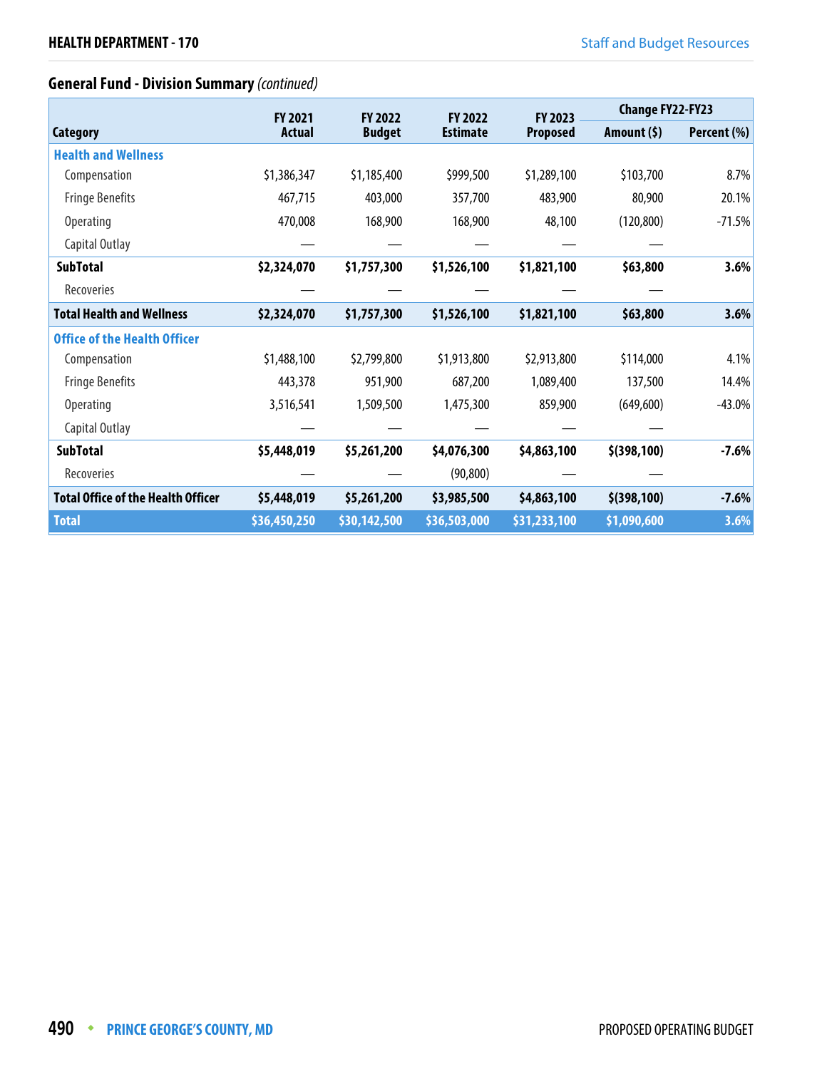## General Fund - Division Summary *(continued)*

| Category | FY 2021 Actual | FY 2022 Budget | FY 2022 Estimate | FY 2023 Proposed | Change FY22-FY23 Amount ($) | Change FY22-FY23 Percent (%) |
|---|---|---|---|---|---|---|
| **Health and Wellness** | | | | | | |
| Compensation | $1,386,347 | $1,185,400 | $999,500 | $1,289,100 | $103,700 | 8.7% |
| Fringe Benefits | 467,715 | 403,000 | 357,700 | 483,900 | 80,900 | 20.1% |
| Operating | 470,008 | 168,900 | 168,900 | 48,100 | (120,800) | -71.5% |
| Capital Outlay | — | — | — | — | — | |
| **SubTotal** | **$2,324,070** | **$1,757,300** | **$1,526,100** | **$1,821,100** | **$63,800** | **3.6%** |
| Recoveries | — | — | — | — | — | |
| **Total Health and Wellness** | **$2,324,070** | **$1,757,300** | **$1,526,100** | **$1,821,100** | **$63,800** | **3.6%** |
| **Office of the Health Officer** | | | | | | |
| Compensation | $1,488,100 | $2,799,800 | $1,913,800 | $2,913,800 | $114,000 | 4.1% |
| Fringe Benefits | 443,378 | 951,900 | 687,200 | 1,089,400 | 137,500 | 14.4% |
| Operating | 3,516,541 | 1,509,500 | 1,475,300 | 859,900 | (649,600) | -43.0% |
| Capital Outlay | — | — | — | — | — | |
| **SubTotal** | **$5,448,019** | **$5,261,200** | **$4,076,300** | **$4,863,100** | **$(398,100)** | **-7.6%** |
| Recoveries | — | — | (90,800) | — | — | |
| **Total Office of the Health Officer** | **$5,448,019** | **$5,261,200** | **$3,985,500** | **$4,863,100** | **$(398,100)** | **-7.6%** |
| **Total** | **$36,450,250** | **$30,142,500** | **$36,503,000** | **$31,233,100** | **$1,090,600** | **3.6%** |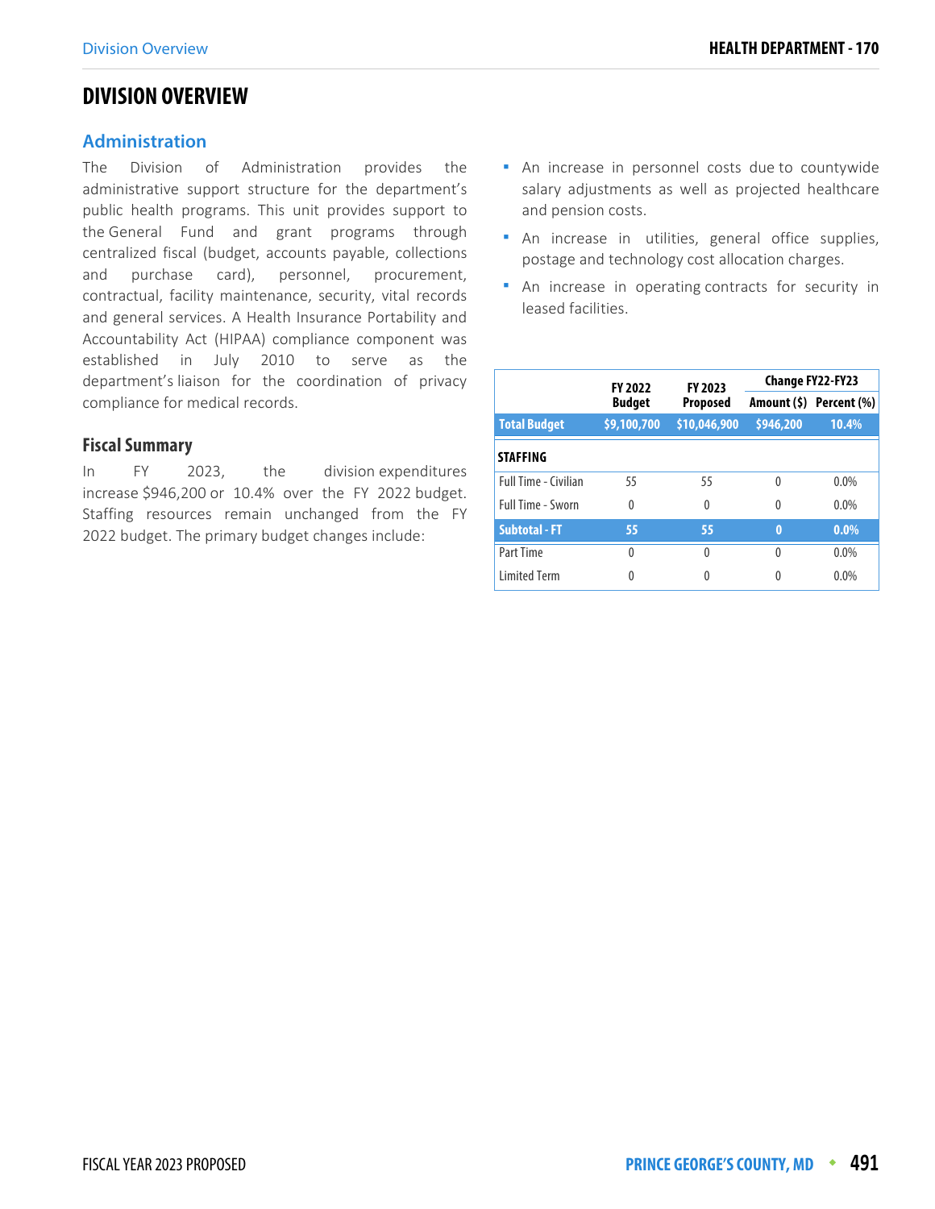# DIVISION OVERVIEW

## Administration

The Division of Administration provides the administrative support structure for the department's public health programs. This unit provides support to the General Fund and grant programs through centralized fiscal (budget, accounts payable, collections and purchase card), personnel, procurement, contractual, facility maintenance, security, vital records and general services. A Health Insurance Portability and Accountability Act (HIPAA) compliance component was established in July 2010 to serve as the department's liaison for the coordination of privacy compliance for medical records.

### Fiscal Summary

In FY 2023, the division expenditures increase $946,200 or 10.4% over the FY 2022 budget. Staffing resources remain unchanged from the FY 2022 budget. The primary budget changes include:

- An increase in personnel costs due to countywide salary adjustments as well as projected healthcare and pension costs.
- An increase in utilities, general office supplies, postage and technology cost allocation charges.
- An increase in operating contracts for security in leased facilities.

| | FY 2022 Budget | FY 2023 Proposed | Change FY22-FY23 | |
|---|---|---|---|---|
| | | | Amount ($) | Percent (%) |
| **Total Budget** | **$9,100,700** | **$10,046,900** | **$946,200** | **10.4%** |
| **STAFFING** | | | | |
| Full Time - Civilian | 55 | 55 | 0 | 0.0% |
| Full Time - Sworn | 0 | 0 | 0 | 0.0% |
| **Subtotal - FT** | **55** | **55** | **0** | **0.0%** |
| Part Time | 0 | 0 | 0 | 0.0% |
| Limited Term | 0 | 0 | 0 | 0.0% |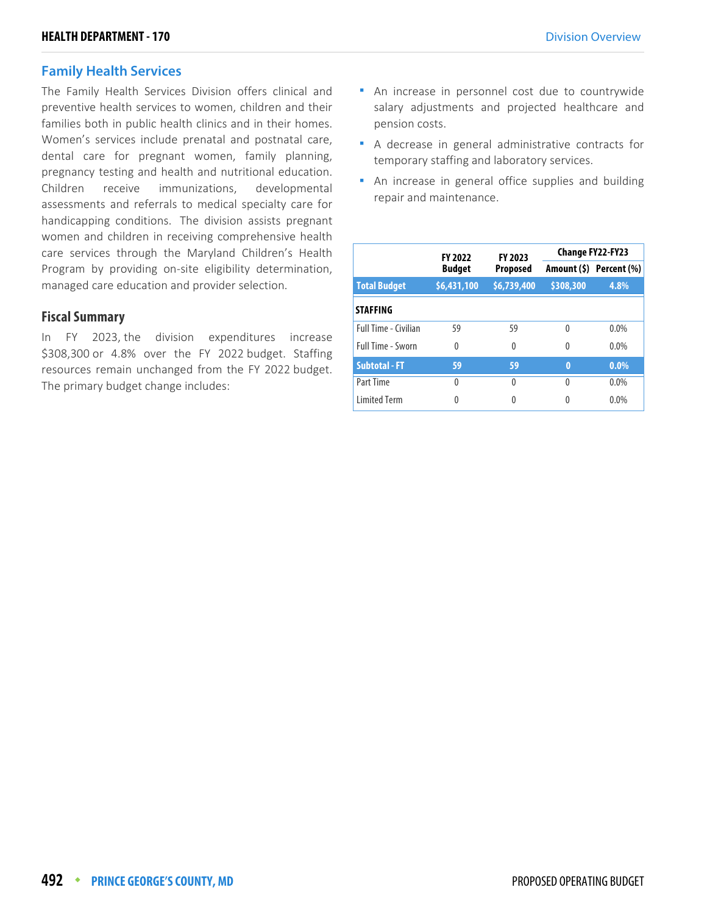## Family Health Services

The Family Health Services Division offers clinical and preventive health services to women, children and their families both in public health clinics and in their homes. Women's services include prenatal and postnatal care, dental care for pregnant women, family planning, pregnancy testing and health and nutritional education. Children receive immunizations, developmental assessments and referrals to medical specialty care for handicapping conditions. The division assists pregnant women and children in receiving comprehensive health care services through the Maryland Children's Health Program by providing on-site eligibility determination, managed care education and provider selection.

### Fiscal Summary

In FY 2023, the division expenditures increase $308,300 or 4.8% over the FY 2022 budget. Staffing resources remain unchanged from the FY 2022 budget. The primary budget change includes:

- An increase in personnel cost due to countrywide salary adjustments and projected healthcare and pension costs.
- A decrease in general administrative contracts for temporary staffing and laboratory services.
- An increase in general office supplies and building repair and maintenance.

| | FY 2022 Budget | FY 2023 Proposed | Change FY22-FY23 | |
|---|---|---|---|---|
| | | | Amount ($) | Percent (%) |
| **Total Budget** | **$6,431,100** | **$6,739,400** | **$308,300** | **4.8%** |
| **STAFFING** | | | | |
| Full Time - Civilian | 59 | 59 | 0 | 0.0% |
| Full Time - Sworn | 0 | 0 | 0 | 0.0% |
| **Subtotal - FT** | **59** | **59** | **0** | **0.0%** |
| Part Time | 0 | 0 | 0 | 0.0% |
| Limited Term | 0 | 0 | 0 | 0.0% |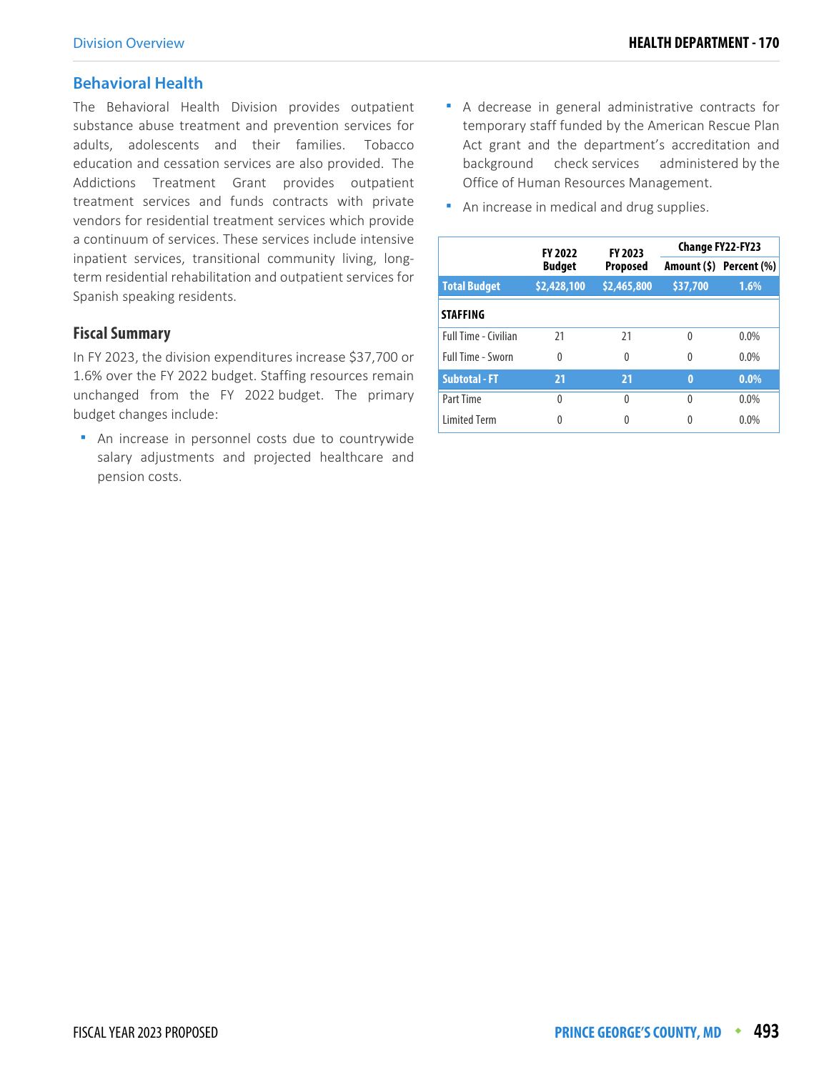## Behavioral Health

The Behavioral Health Division provides outpatient substance abuse treatment and prevention services for adults, adolescents and their families. Tobacco education and cessation services are also provided. The Addictions Treatment Grant provides outpatient treatment services and funds contracts with private vendors for residential treatment services which provide a continuum of services. These services include intensive inpatient services, transitional community living, long-term residential rehabilitation and outpatient services for Spanish speaking residents.

### Fiscal Summary

In FY 2023, the division expenditures increase $37,700 or 1.6% over the FY 2022 budget. Staffing resources remain unchanged from the FY 2022 budget. The primary budget changes include:

- An increase in personnel costs due to countrywide salary adjustments and projected healthcare and pension costs.
- A decrease in general administrative contracts for temporary staff funded by the American Rescue Plan Act grant and the department's accreditation and background check services administered by the Office of Human Resources Management.
- An increase in medical and drug supplies.

| | FY 2022 Budget | FY 2023 Proposed | Change FY22-FY23 | |
|---|---|---|---|---|
| | | | Amount ($) | Percent (%) |
| **Total Budget** | **$2,428,100** | **$2,465,800** | **$37,700** | **1.6%** |
| **STAFFING** | | | | |
| Full Time - Civilian | 21 | 21 | 0 | 0.0% |
| Full Time - Sworn | 0 | 0 | 0 | 0.0% |
| **Subtotal - FT** | **21** | **21** | **0** | **0.0%** |
| Part Time | 0 | 0 | 0 | 0.0% |
| Limited Term | 0 | 0 | 0 | 0.0% |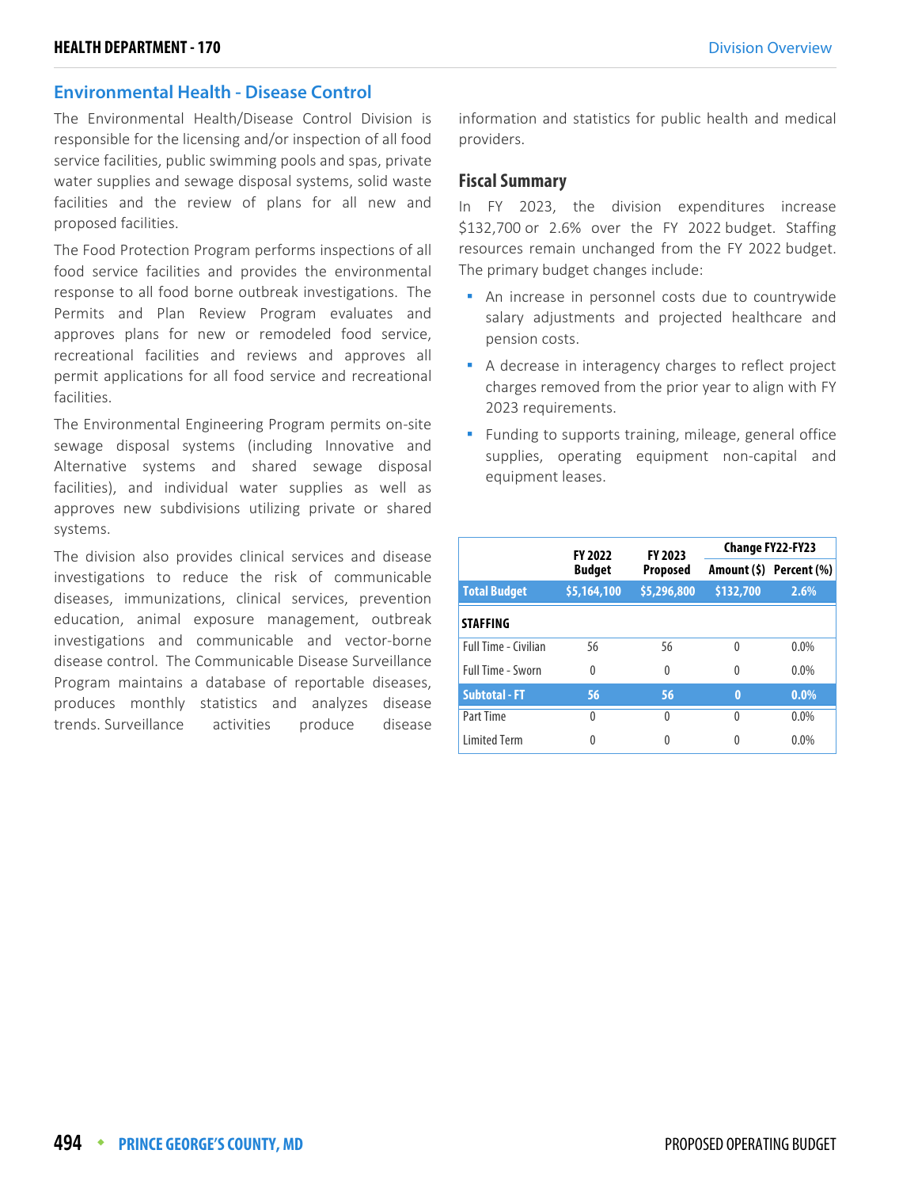## Environmental Health - Disease Control

The Environmental Health/Disease Control Division is responsible for the licensing and/or inspection of all food service facilities, public swimming pools and spas, private water supplies and sewage disposal systems, solid waste facilities and the review of plans for all new and proposed facilities.

The Food Protection Program performs inspections of all food service facilities and provides the environmental response to all food borne outbreak investigations. The Permits and Plan Review Program evaluates and approves plans for new or remodeled food service, recreational facilities and reviews and approves all permit applications for all food service and recreational facilities.

The Environmental Engineering Program permits on-site sewage disposal systems (including Innovative and Alternative systems and shared sewage disposal facilities), and individual water supplies as well as approves new subdivisions utilizing private or shared systems.

The division also provides clinical services and disease investigations to reduce the risk of communicable diseases, immunizations, clinical services, prevention education, animal exposure management, outbreak investigations and communicable and vector-borne disease control. The Communicable Disease Surveillance Program maintains a database of reportable diseases, produces monthly statistics and analyzes disease trends. Surveillance activities produce disease information and statistics for public health and medical providers.

### Fiscal Summary

In FY 2023, the division expenditures increase $132,700 or 2.6% over the FY 2022 budget. Staffing resources remain unchanged from the FY 2022 budget. The primary budget changes include:

- An increase in personnel costs due to countrywide salary adjustments and projected healthcare and pension costs.
- A decrease in interagency charges to reflect project charges removed from the prior year to align with FY 2023 requirements.
- Funding to supports training, mileage, general office supplies, operating equipment non-capital and equipment leases.

| | FY 2022 Budget | FY 2023 Proposed | Change FY22-FY23 | |
|---|---|---|---|---|
| | | | Amount ($) | Percent (%) |
| **Total Budget** | **$5,164,100** | **$5,296,800** | **$132,700** | **2.6%** |
| **STAFFING** | | | | |
| Full Time - Civilian | 56 | 56 | 0 | 0.0% |
| Full Time - Sworn | 0 | 0 | 0 | 0.0% |
| **Subtotal - FT** | **56** | **56** | **0** | **0.0%** |
| Part Time | 0 | 0 | 0 | 0.0% |
| Limited Term | 0 | 0 | 0 | 0.0% |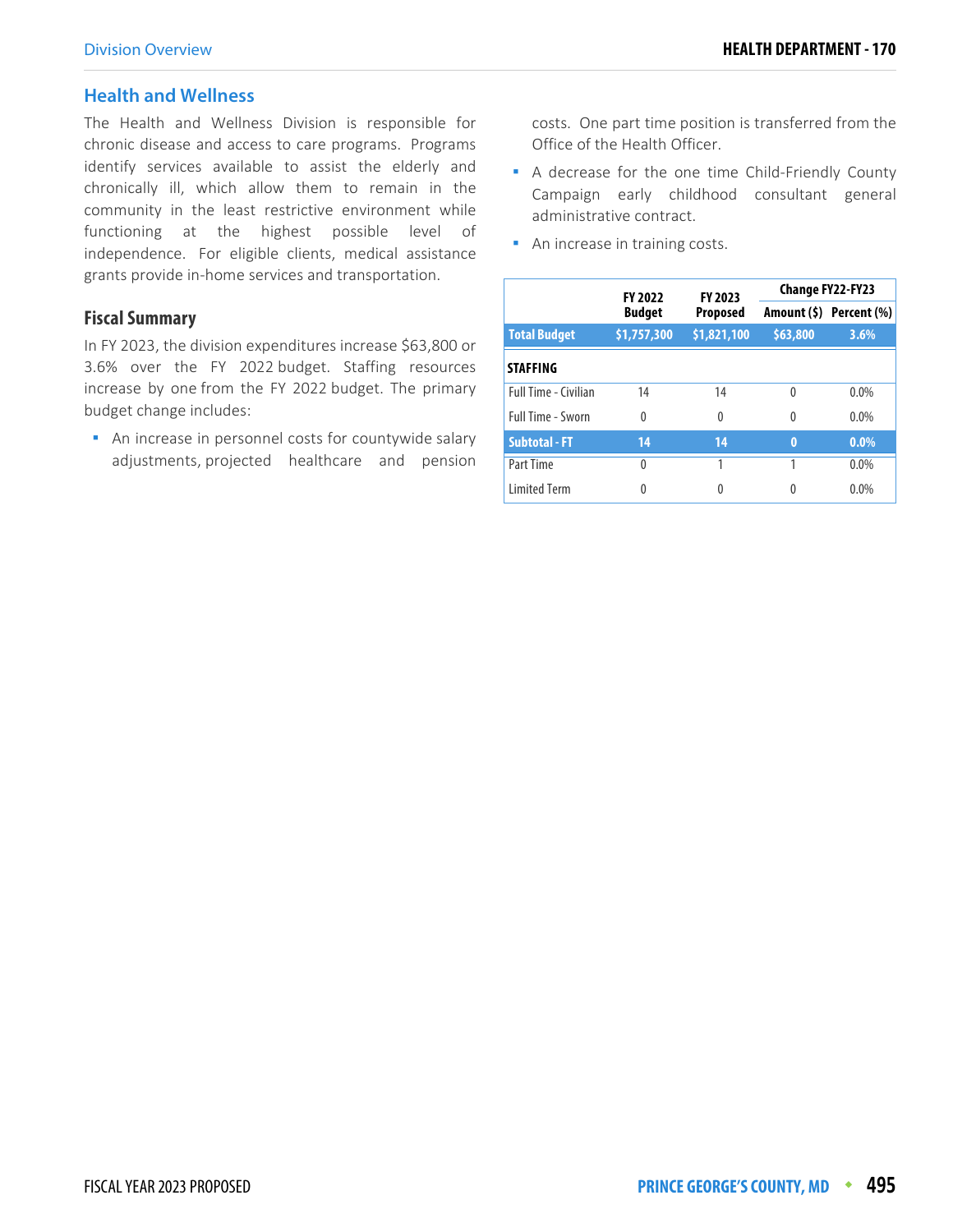## Health and Wellness

The Health and Wellness Division is responsible for chronic disease and access to care programs. Programs identify services available to assist the elderly and chronically ill, which allow them to remain in the community in the least restrictive environment while functioning at the highest possible level of independence. For eligible clients, medical assistance grants provide in-home services and transportation.

### Fiscal Summary

In FY 2023, the division expenditures increase $63,800 or 3.6% over the FY 2022 budget. Staffing resources increase by one from the FY 2022 budget. The primary budget change includes:

- An increase in personnel costs for countywide salary adjustments, projected healthcare and pension costs. One part time position is transferred from the Office of the Health Officer.
- A decrease for the one time Child-Friendly County Campaign early childhood consultant general administrative contract.
- An increase in training costs.

| | FY 2022 Budget | FY 2023 Proposed | Change FY22-FY23 | |
|---|---|---|---|---|
| | | | Amount ($) | Percent (%) |
| **Total Budget** | **$1,757,300** | **$1,821,100** | **$63,800** | **3.6%** |
| **STAFFING** | | | | |
| Full Time - Civilian | 14 | 14 | 0 | 0.0% |
| Full Time - Sworn | 0 | 0 | 0 | 0.0% |
| **Subtotal - FT** | **14** | **14** | **0** | **0.0%** |
| Part Time | 0 | 1 | 1 | 0.0% |
| Limited Term | 0 | 0 | 0 | 0.0% |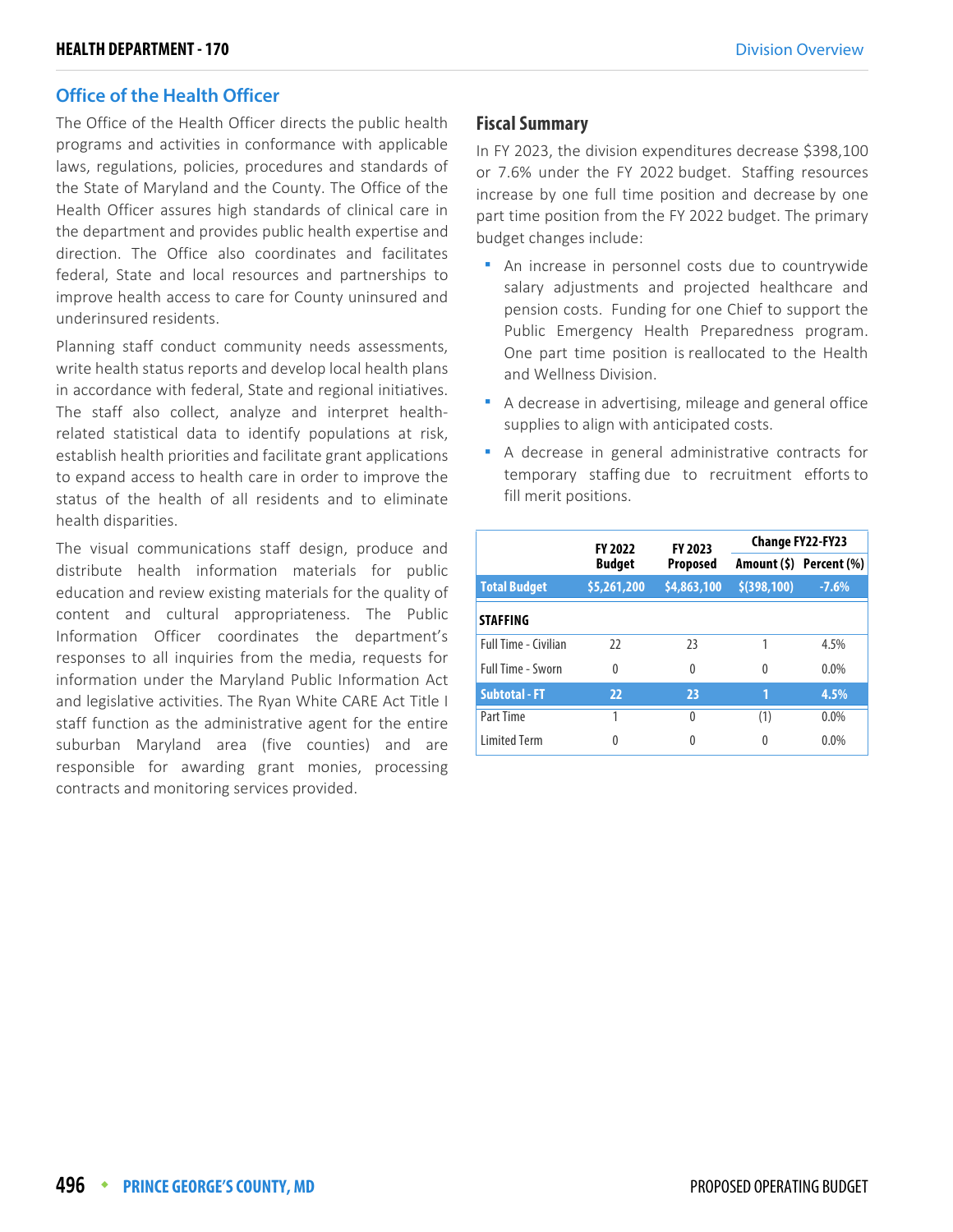## Office of the Health Officer

The Office of the Health Officer directs the public health programs and activities in conformance with applicable laws, regulations, policies, procedures and standards of the State of Maryland and the County. The Office of the Health Officer assures high standards of clinical care in the department and provides public health expertise and direction. The Office also coordinates and facilitates federal, State and local resources and partnerships to improve health access to care for County uninsured and underinsured residents.

Planning staff conduct community needs assessments, write health status reports and develop local health plans in accordance with federal, State and regional initiatives. The staff also collect, analyze and interpret health-related statistical data to identify populations at risk, establish health priorities and facilitate grant applications to expand access to health care in order to improve the status of the health of all residents and to eliminate health disparities.

The visual communications staff design, produce and distribute health information materials for public education and review existing materials for the quality of content and cultural appropriateness. The Public Information Officer coordinates the department's responses to all inquiries from the media, requests for information under the Maryland Public Information Act and legislative activities. The Ryan White CARE Act Title I staff function as the administrative agent for the entire suburban Maryland area (five counties) and are responsible for awarding grant monies, processing contracts and monitoring services provided.

### Fiscal Summary

In FY 2023, the division expenditures decrease $398,100 or 7.6% under the FY 2022 budget. Staffing resources increase by one full time position and decrease by one part time position from the FY 2022 budget. The primary budget changes include:

- An increase in personnel costs due to countrywide salary adjustments and projected healthcare and pension costs. Funding for one Chief to support the Public Emergency Health Preparedness program. One part time position is reallocated to the Health and Wellness Division.
- A decrease in advertising, mileage and general office supplies to align with anticipated costs.
- A decrease in general administrative contracts for temporary staffing due to recruitment efforts to fill merit positions.

| | FY 2022 Budget | FY 2023 Proposed | Change FY22-FY23 | |
|---|---|---|---|---|
| | | | Amount ($) | Percent (%) |
| **Total Budget** | **$5,261,200** | **$4,863,100** | **$(398,100)** | **-7.6%** |
| **STAFFING** | | | | |
| Full Time - Civilian | 22 | 23 | 1 | 4.5% |
| Full Time - Sworn | 0 | 0 | 0 | 0.0% |
| **Subtotal - FT** | **22** | **23** | **1** | **4.5%** |
| Part Time | 1 | 0 | (1) | 0.0% |
| Limited Term | 0 | 0 | 0 | 0.0% |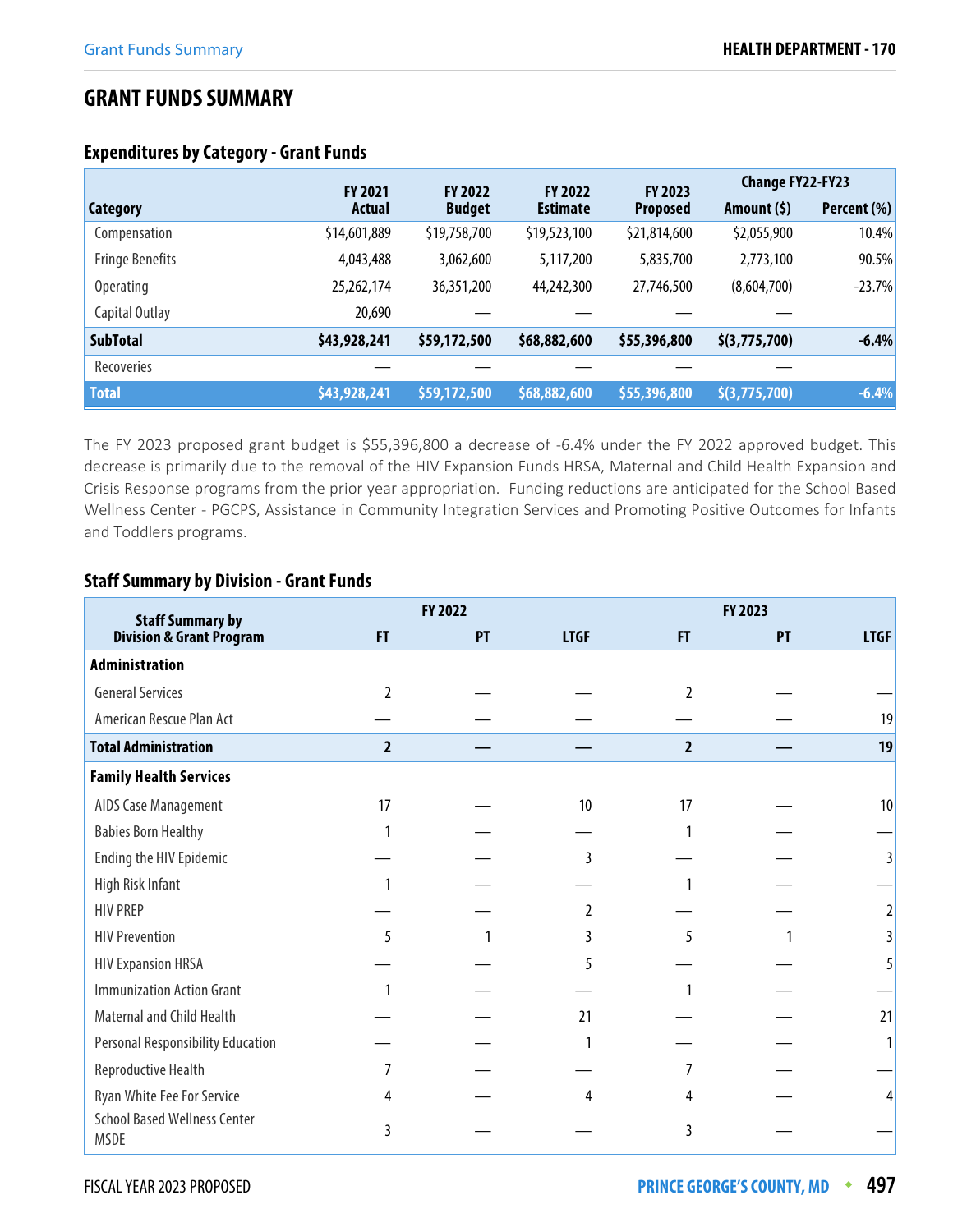# GRANT FUNDS SUMMARY

## Expenditures by Category - Grant Funds

| Category | FY 2021 Actual | FY 2022 Budget | FY 2022 Estimate | FY 2023 Proposed | Change FY22-FY23 Amount ($) | Change FY22-FY23 Percent (%) |
|---|---|---|---|---|---|---|
| Compensation | $14,601,889 | $19,758,700 | $19,523,100 | $21,814,600 | $2,055,900 | 10.4% |
| Fringe Benefits | 4,043,488 | 3,062,600 | 5,117,200 | 5,835,700 | 2,773,100 | 90.5% |
| Operating | 25,262,174 | 36,351,200 | 44,242,300 | 27,746,500 | (8,604,700) | -23.7% |
| Capital Outlay | 20,690 | — | — | — | — | |
| **SubTotal** | **$43,928,241** | **$59,172,500** | **$68,882,600** | **$55,396,800** | **$(3,775,700)** | **-6.4%** |
| Recoveries | — | — | — | — | — | |
| **Total** | **$43,928,241** | **$59,172,500** | **$68,882,600** | **$55,396,800** | **$(3,775,700)** | **-6.4%** |

The FY 2023 proposed grant budget is $55,396,800 a decrease of -6.4% under the FY 2022 approved budget. This decrease is primarily due to the removal of the HIV Expansion Funds HRSA, Maternal and Child Health Expansion and Crisis Response programs from the prior year appropriation. Funding reductions are anticipated for the School Based Wellness Center - PGCPS, Assistance in Community Integration Services and Promoting Positive Outcomes for Infants and Toddlers programs.

## Staff Summary by Division - Grant Funds

| Staff Summary by Division & Grant Program | FY 2022 FT | FY 2022 PT | FY 2022 LTGF | FY 2023 FT | FY 2023 PT | FY 2023 LTGF |
|---|---|---|---|---|---|---|
| **Administration** | | | | | | |
| General Services | 2 | — | — | 2 | — | — |
| American Rescue Plan Act | — | — | — | — | — | 19 |
| **Total Administration** | **2** | **—** | **—** | **2** | **—** | **19** |
| **Family Health Services** | | | | | | |
| AIDS Case Management | 17 | — | 10 | 17 | — | 10 |
| Babies Born Healthy | 1 | — | — | 1 | — | — |
| Ending the HIV Epidemic | — | — | 3 | — | — | 3 |
| High Risk Infant | 1 | — | — | 1 | — | — |
| HIV PREP | — | — | 2 | — | — | 2 |
| HIV Prevention | 5 | 1 | 3 | 5 | 1 | 3 |
| HIV Expansion HRSA | — | — | 5 | — | — | 5 |
| Immunization Action Grant | 1 | — | — | 1 | — | — |
| Maternal and Child Health | — | — | 21 | — | — | 21 |
| Personal Responsibility Education | — | — | 1 | — | — | 1 |
| Reproductive Health | 7 | — | — | 7 | — | — |
| Ryan White Fee For Service | 4 | — | 4 | 4 | — | 4 |
| School Based Wellness Center MSDE | 3 | — | — | 3 | — | — |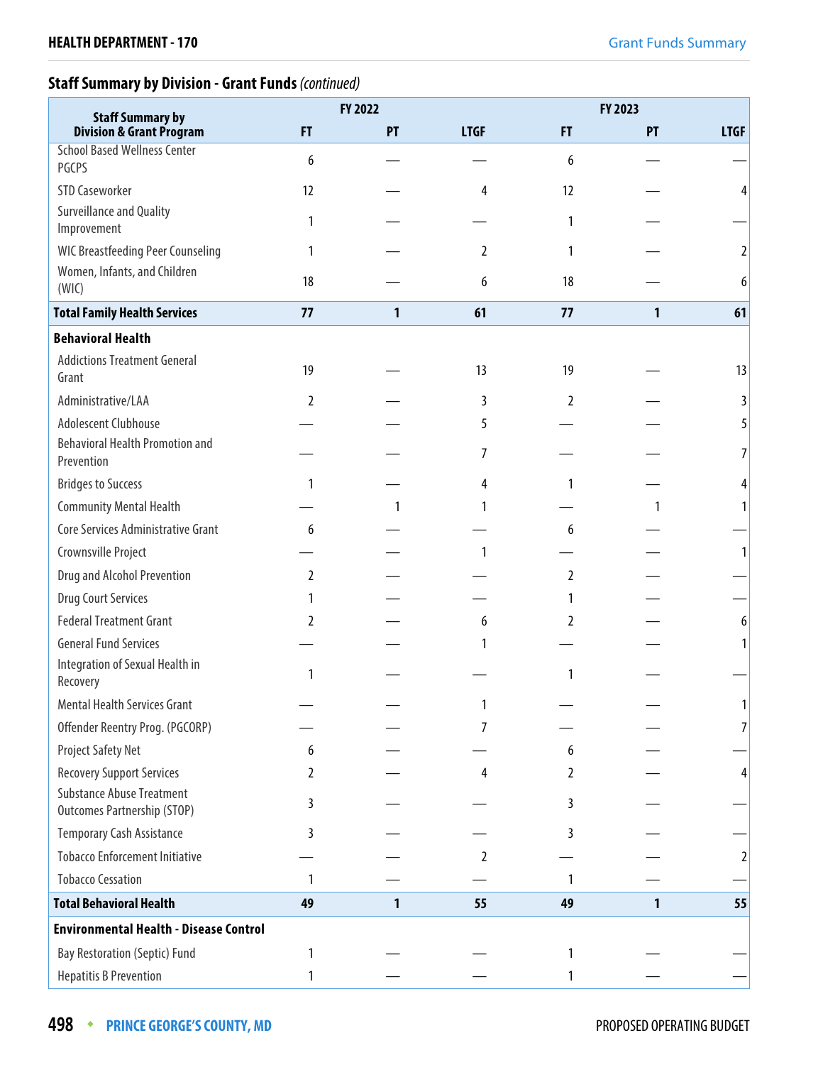## Staff Summary by Division - Grant Funds *(continued)*

| Staff Summary by Division & Grant Program | FY 2022 | | | FY 2023 | | |
|---|---|---|---|---|---|---|
| | FT | PT | LTGF | FT | PT | LTGF |
| School Based Wellness Center PGCPS | 6 | — | — | 6 | — | — |
| STD Caseworker | 12 | — | 4 | 12 | — | 4 |
| Surveillance and Quality Improvement | 1 | — | — | 1 | — | — |
| WIC Breastfeeding Peer Counseling | 1 | — | 2 | 1 | — | 2 |
| Women, Infants, and Children (WIC) | 18 | — | 6 | 18 | — | 6 |
| **Total Family Health Services** | **77** | **1** | **61** | **77** | **1** | **61** |
| **Behavioral Health** | | | | | | |
| Addictions Treatment General Grant | 19 | — | 13 | 19 | — | 13 |
| Administrative/LAA | 2 | — | 3 | 2 | — | 3 |
| Adolescent Clubhouse | — | — | 5 | — | — | 5 |
| Behavioral Health Promotion and Prevention | — | — | 7 | — | — | 7 |
| Bridges to Success | 1 | — | 4 | 1 | — | 4 |
| Community Mental Health | — | 1 | 1 | — | 1 | 1 |
| Core Services Administrative Grant | 6 | — | — | 6 | — | — |
| Crownsville Project | — | — | 1 | — | — | 1 |
| Drug and Alcohol Prevention | 2 | — | — | 2 | — | — |
| Drug Court Services | 1 | — | — | 1 | — | — |
| Federal Treatment Grant | 2 | — | 6 | 2 | — | 6 |
| General Fund Services | — | — | 1 | — | — | 1 |
| Integration of Sexual Health in Recovery | 1 | — | — | 1 | — | — |
| Mental Health Services Grant | — | — | 1 | — | — | 1 |
| Offender Reentry Prog. (PGCORP) | — | — | 7 | — | — | 7 |
| Project Safety Net | 6 | — | — | 6 | — | — |
| Recovery Support Services | 2 | — | 4 | 2 | — | 4 |
| Substance Abuse Treatment Outcomes Partnership (STOP) | 3 | — | — | 3 | — | — |
| Temporary Cash Assistance | 3 | — | — | 3 | — | — |
| Tobacco Enforcement Initiative | — | — | 2 | — | — | 2 |
| Tobacco Cessation | 1 | — | — | 1 | — | — |
| **Total Behavioral Health** | **49** | **1** | **55** | **49** | **1** | **55** |
| **Environmental Health - Disease Control** | | | | | | |
| Bay Restoration (Septic) Fund | 1 | — | — | 1 | — | — |
| Hepatitis B Prevention | 1 | — | — | 1 | — | — |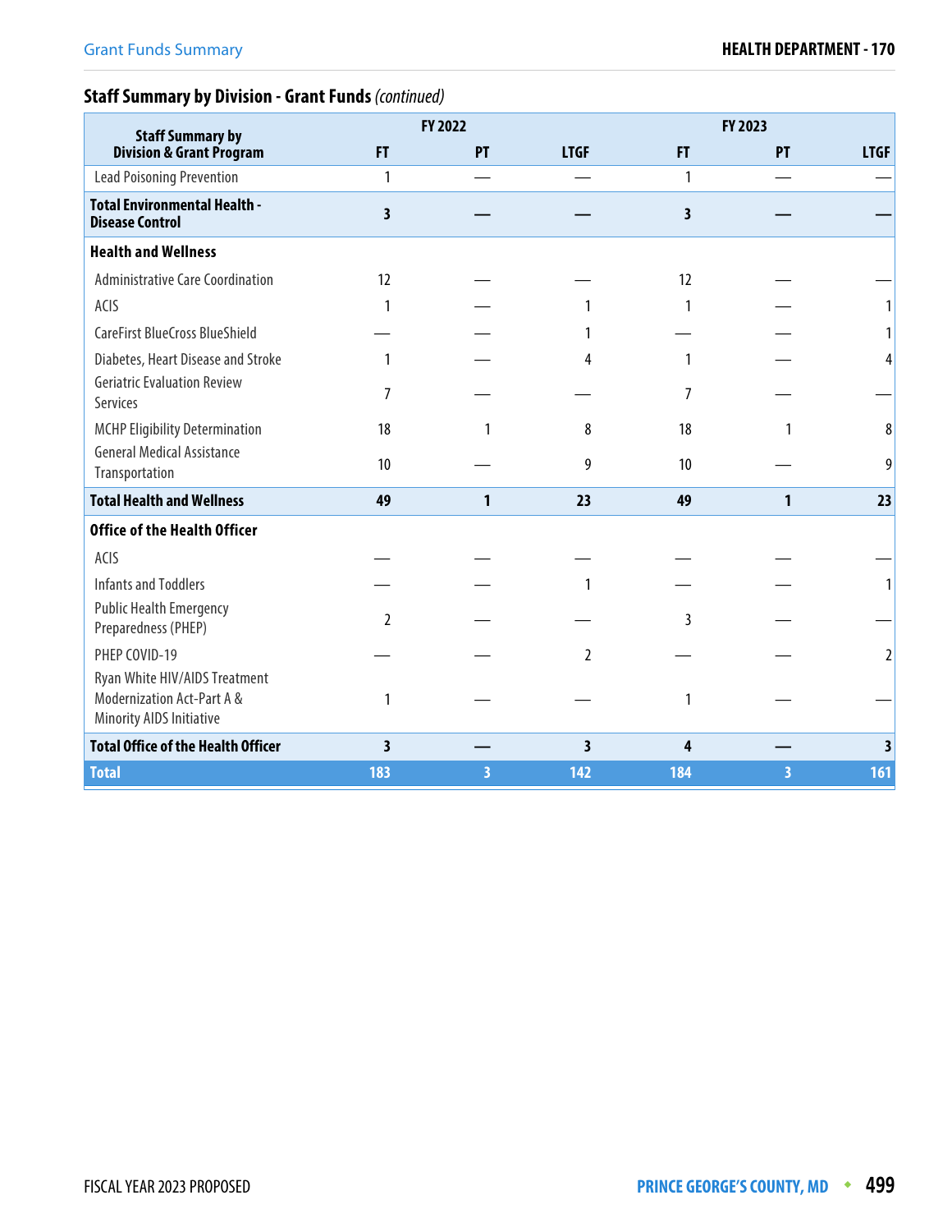## Staff Summary by Division - Grant Funds *(continued)*

| Staff Summary by Division & Grant Program | FY 2022 | | | FY 2023 | | |
|---|---|---|---|---|---|---|
| | FT | PT | LTGF | FT | PT | LTGF |
| Lead Poisoning Prevention | 1 | — | — | 1 | — | — |
| **Total Environmental Health - Disease Control** | **3** | **—** | **—** | **3** | **—** | **—** |
| **Health and Wellness** | | | | | | |
| Administrative Care Coordination | 12 | — | — | 12 | — | — |
| ACIS | 1 | — | 1 | 1 | — | 1 |
| CareFirst BlueCross BlueShield | — | — | 1 | — | — | 1 |
| Diabetes, Heart Disease and Stroke | 1 | — | 4 | 1 | — | 4 |
| Geriatric Evaluation Review Services | 7 | — | — | 7 | — | — |
| MCHP Eligibility Determination | 18 | 1 | 8 | 18 | 1 | 8 |
| General Medical Assistance Transportation | 10 | — | 9 | 10 | — | 9 |
| **Total Health and Wellness** | **49** | **1** | **23** | **49** | **1** | **23** |
| **Office of the Health Officer** | | | | | | |
| ACIS | — | — | — | — | — | — |
| Infants and Toddlers | — | — | 1 | — | — | 1 |
| Public Health Emergency Preparedness (PHEP) | 2 | — | — | 3 | — | — |
| PHEP COVID-19 | — | — | 2 | — | — | 2 |
| Ryan White HIV/AIDS Treatment Modernization Act-Part A & Minority AIDS Initiative | 1 | — | — | 1 | — | — |
| **Total Office of the Health Officer** | **3** | **—** | **3** | **4** | **—** | **3** |
| **Total** | **183** | **3** | **142** | **184** | **3** | **161** |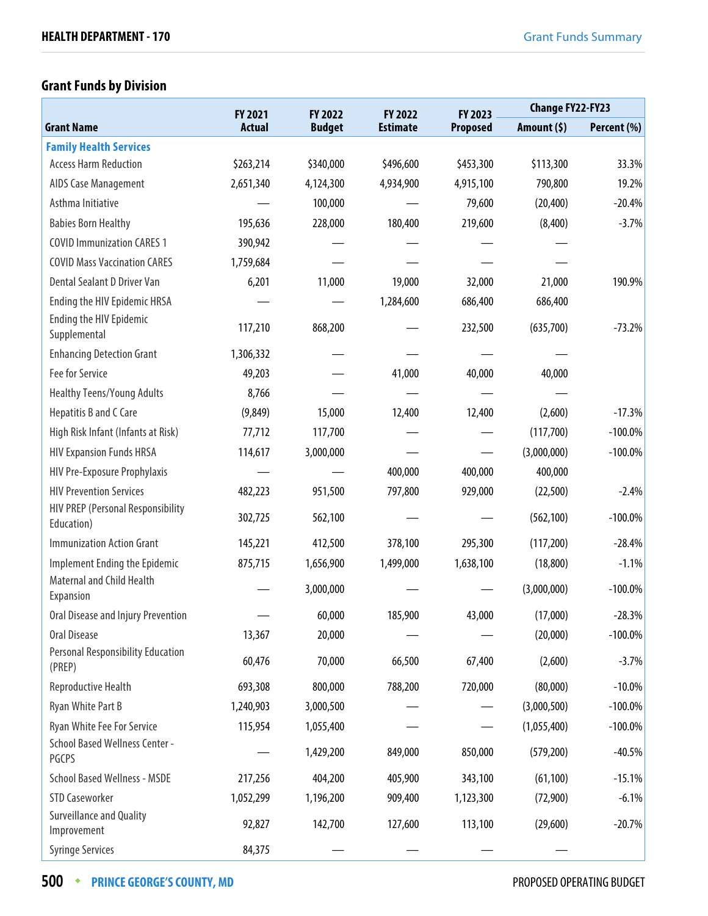## Grant Funds by Division

| Grant Name | FY 2021 Actual | FY 2022 Budget | FY 2022 Estimate | FY 2023 Proposed | Change FY22-FY23 | |
|---|---|---|---|---|---|---|
| | | | | | Amount ($) | Percent (%) |
| **Family Health Services** | | | | | | |
| Access Harm Reduction | $263,214 | $340,000 | $496,600 | $453,300 | $113,300 | 33.3% |
| AIDS Case Management | 2,651,340 | 4,124,300 | 4,934,900 | 4,915,100 | 790,800 | 19.2% |
| Asthma Initiative | — | 100,000 | — | 79,600 | (20,400) | -20.4% |
| Babies Born Healthy | 195,636 | 228,000 | 180,400 | 219,600 | (8,400) | -3.7% |
| COVID Immunization CARES 1 | 390,942 | — | — | — | — | |
| COVID Mass Vaccination CARES | 1,759,684 | — | — | — | — | |
| Dental Sealant D Driver Van | 6,201 | 11,000 | 19,000 | 32,000 | 21,000 | 190.9% |
| Ending the HIV Epidemic HRSA | — | — | 1,284,600 | 686,400 | 686,400 | |
| Ending the HIV Epidemic Supplemental | 117,210 | 868,200 | — | 232,500 | (635,700) | -73.2% |
| Enhancing Detection Grant | 1,306,332 | — | — | — | — | |
| Fee for Service | 49,203 | — | 41,000 | 40,000 | 40,000 | |
| Healthy Teens/Young Adults | 8,766 | — | — | — | — | |
| Hepatitis B and C Care | (9,849) | 15,000 | 12,400 | 12,400 | (2,600) | -17.3% |
| High Risk Infant (Infants at Risk) | 77,712 | 117,700 | — | — | (117,700) | -100.0% |
| HIV Expansion Funds HRSA | 114,617 | 3,000,000 | — | — | (3,000,000) | -100.0% |
| HIV Pre-Exposure Prophylaxis | — | — | 400,000 | 400,000 | 400,000 | |
| HIV Prevention Services | 482,223 | 951,500 | 797,800 | 929,000 | (22,500) | -2.4% |
| HIV PREP (Personal Responsibility Education) | 302,725 | 562,100 | — | — | (562,100) | -100.0% |
| Immunization Action Grant | 145,221 | 412,500 | 378,100 | 295,300 | (117,200) | -28.4% |
| Implement Ending the Epidemic | 875,715 | 1,656,900 | 1,499,000 | 1,638,100 | (18,800) | -1.1% |
| Maternal and Child Health Expansion | — | 3,000,000 | — | — | (3,000,000) | -100.0% |
| Oral Disease and Injury Prevention | — | 60,000 | 185,900 | 43,000 | (17,000) | -28.3% |
| Oral Disease | 13,367 | 20,000 | — | — | (20,000) | -100.0% |
| Personal Responsibility Education (PREP) | 60,476 | 70,000 | 66,500 | 67,400 | (2,600) | -3.7% |
| Reproductive Health | 693,308 | 800,000 | 788,200 | 720,000 | (80,000) | -10.0% |
| Ryan White Part B | 1,240,903 | 3,000,500 | — | — | (3,000,500) | -100.0% |
| Ryan White Fee For Service | 115,954 | 1,055,400 | — | — | (1,055,400) | -100.0% |
| School Based Wellness Center - PGCPS | — | 1,429,200 | 849,000 | 850,000 | (579,200) | -40.5% |
| School Based Wellness - MSDE | 217,256 | 404,200 | 405,900 | 343,100 | (61,100) | -15.1% |
| STD Caseworker | 1,052,299 | 1,196,200 | 909,400 | 1,123,300 | (72,900) | -6.1% |
| Surveillance and Quality Improvement | 92,827 | 142,700 | 127,600 | 113,100 | (29,600) | -20.7% |
| Syringe Services | 84,375 | — | — | — | — | |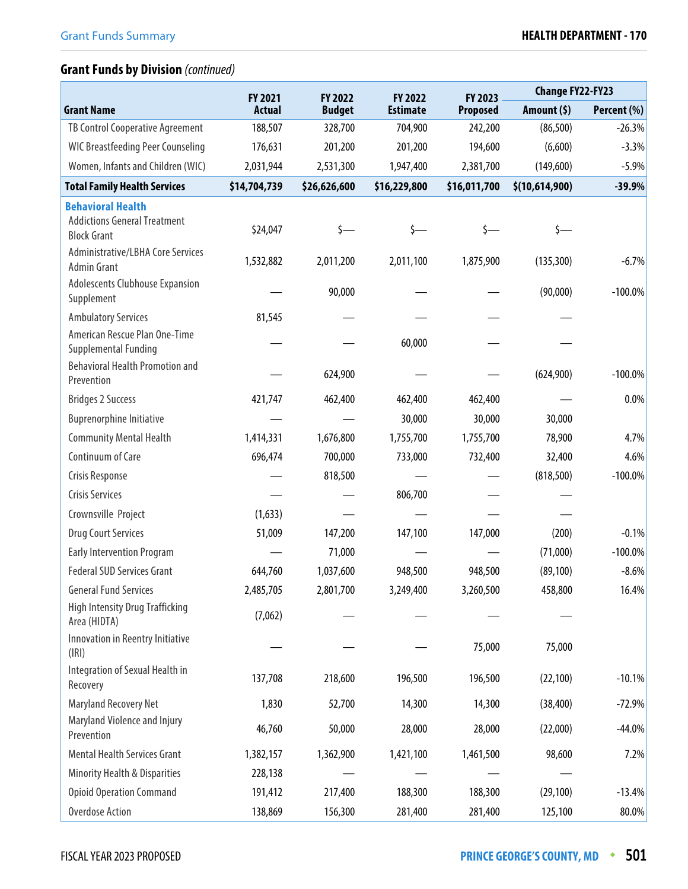## Grant Funds by Division *(continued)*

| Grant Name | FY 2021 Actual | FY 2022 Budget | FY 2022 Estimate | FY 2023 Proposed | Change FY22-FY23 | |
|---|---|---|---|---|---|---|
| | | | | | Amount ($) | Percent (%) |
| TB Control Cooperative Agreement | 188,507 | 328,700 | 704,900 | 242,200 | (86,500) | -26.3% |
| WIC Breastfeeding Peer Counseling | 176,631 | 201,200 | 201,200 | 194,600 | (6,600) | -3.3% |
| Women, Infants and Children (WIC) | 2,031,944 | 2,531,300 | 1,947,400 | 2,381,700 | (149,600) | -5.9% |
| **Total Family Health Services** | **$14,704,739** | **$26,626,600** | **$16,229,800** | **$16,011,700** | **$(10,614,900)** | **-39.9%** |
| **Behavioral Health** | | | | | | |
| Addictions General Treatment Block Grant | $24,047 | $— | $— | $— | $— | |
| Administrative/LBHA Core Services Admin Grant | 1,532,882 | 2,011,200 | 2,011,100 | 1,875,900 | (135,300) | -6.7% |
| Adolescents Clubhouse Expansion Supplement | — | 90,000 | — | — | (90,000) | -100.0% |
| Ambulatory Services | 81,545 | — | — | — | — | |
| American Rescue Plan One-Time Supplemental Funding | — | — | 60,000 | — | — | |
| Behavioral Health Promotion and Prevention | — | 624,900 | — | — | (624,900) | -100.0% |
| Bridges 2 Success | 421,747 | 462,400 | 462,400 | 462,400 | — | 0.0% |
| Buprenorphine Initiative | — | — | 30,000 | 30,000 | 30,000 | |
| Community Mental Health | 1,414,331 | 1,676,800 | 1,755,700 | 1,755,700 | 78,900 | 4.7% |
| Continuum of Care | 696,474 | 700,000 | 733,000 | 732,400 | 32,400 | 4.6% |
| Crisis Response | — | 818,500 | — | — | (818,500) | -100.0% |
| Crisis Services | — | — | 806,700 | — | — | |
| Crownsville Project | (1,633) | — | — | — | — | |
| Drug Court Services | 51,009 | 147,200 | 147,100 | 147,000 | (200) | -0.1% |
| Early Intervention Program | — | 71,000 | — | — | (71,000) | -100.0% |
| Federal SUD Services Grant | 644,760 | 1,037,600 | 948,500 | 948,500 | (89,100) | -8.6% |
| General Fund Services | 2,485,705 | 2,801,700 | 3,249,400 | 3,260,500 | 458,800 | 16.4% |
| High Intensity Drug Trafficking Area (HIDTA) | (7,062) | — | — | — | — | |
| Innovation in Reentry Initiative (IRI) | — | — | — | 75,000 | 75,000 | |
| Integration of Sexual Health in Recovery | 137,708 | 218,600 | 196,500 | 196,500 | (22,100) | -10.1% |
| Maryland Recovery Net | 1,830 | 52,700 | 14,300 | 14,300 | (38,400) | -72.9% |
| Maryland Violence and Injury Prevention | 46,760 | 50,000 | 28,000 | 28,000 | (22,000) | -44.0% |
| Mental Health Services Grant | 1,382,157 | 1,362,900 | 1,421,100 | 1,461,500 | 98,600 | 7.2% |
| Minority Health & Disparities | 228,138 | — | — | — | — | |
| Opioid Operation Command | 191,412 | 217,400 | 188,300 | 188,300 | (29,100) | -13.4% |
| Overdose Action | 138,869 | 156,300 | 281,400 | 281,400 | 125,100 | 80.0% |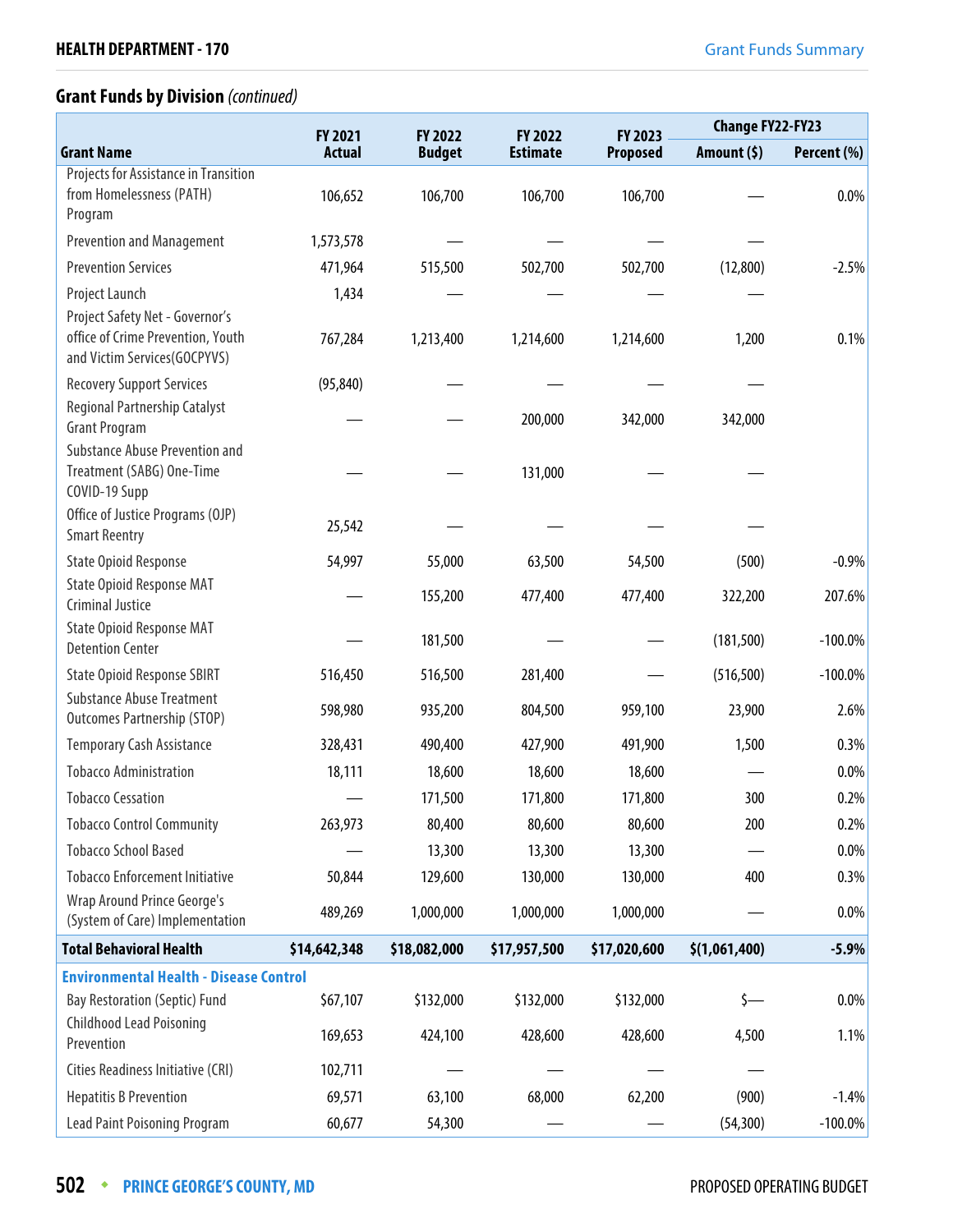## Grant Funds by Division *(continued)*

| Grant Name | FY 2021 Actual | FY 2022 Budget | FY 2022 Estimate | FY 2023 Proposed | Change FY22-FY23 | |
|---|---|---|---|---|---|---|
| | | | | | Amount ($) | Percent (%) |
| Projects for Assistance in Transition from Homelessness (PATH) Program | 106,652 | 106,700 | 106,700 | 106,700 | — | 0.0% |
| Prevention and Management | 1,573,578 | — | — | — | — | |
| Prevention Services | 471,964 | 515,500 | 502,700 | 502,700 | (12,800) | -2.5% |
| Project Launch | 1,434 | — | — | — | — | |
| Project Safety Net - Governor's office of Crime Prevention, Youth and Victim Services(GOCPYVS) | 767,284 | 1,213,400 | 1,214,600 | 1,214,600 | 1,200 | 0.1% |
| Recovery Support Services | (95,840) | — | — | — | — | |
| Regional Partnership Catalyst Grant Program | — | — | 200,000 | 342,000 | 342,000 | |
| Substance Abuse Prevention and Treatment (SABG) One-Time COVID-19 Supp | — | — | 131,000 | — | — | |
| Office of Justice Programs (OJP) Smart Reentry | 25,542 | — | — | — | — | |
| State Opioid Response | 54,997 | 55,000 | 63,500 | 54,500 | (500) | -0.9% |
| State Opioid Response MAT Criminal Justice | — | 155,200 | 477,400 | 477,400 | 322,200 | 207.6% |
| State Opioid Response MAT Detention Center | — | 181,500 | — | — | (181,500) | -100.0% |
| State Opioid Response SBIRT | 516,450 | 516,500 | 281,400 | — | (516,500) | -100.0% |
| Substance Abuse Treatment Outcomes Partnership (STOP) | 598,980 | 935,200 | 804,500 | 959,100 | 23,900 | 2.6% |
| Temporary Cash Assistance | 328,431 | 490,400 | 427,900 | 491,900 | 1,500 | 0.3% |
| Tobacco Administration | 18,111 | 18,600 | 18,600 | 18,600 | — | 0.0% |
| Tobacco Cessation | — | 171,500 | 171,800 | 171,800 | 300 | 0.2% |
| Tobacco Control Community | 263,973 | 80,400 | 80,600 | 80,600 | 200 | 0.2% |
| Tobacco School Based | — | 13,300 | 13,300 | 13,300 | — | 0.0% |
| Tobacco Enforcement Initiative | 50,844 | 129,600 | 130,000 | 130,000 | 400 | 0.3% |
| Wrap Around Prince George's (System of Care) Implementation | 489,269 | 1,000,000 | 1,000,000 | 1,000,000 | — | 0.0% |
| **Total Behavioral Health** | **$14,642,348** | **$18,082,000** | **$17,957,500** | **$17,020,600** | **$(1,061,400)** | **-5.9%** |
| **Environmental Health - Disease Control** | | | | | | |
| Bay Restoration (Septic) Fund | $67,107 | $132,000 | $132,000 | $132,000 | $— | 0.0% |
| Childhood Lead Poisoning Prevention | 169,653 | 424,100 | 428,600 | 428,600 | 4,500 | 1.1% |
| Cities Readiness Initiative (CRI) | 102,711 | — | — | — | — | |
| Hepatitis B Prevention | 69,571 | 63,100 | 68,000 | 62,200 | (900) | -1.4% |
| Lead Paint Poisoning Program | 60,677 | 54,300 | — | — | (54,300) | -100.0% |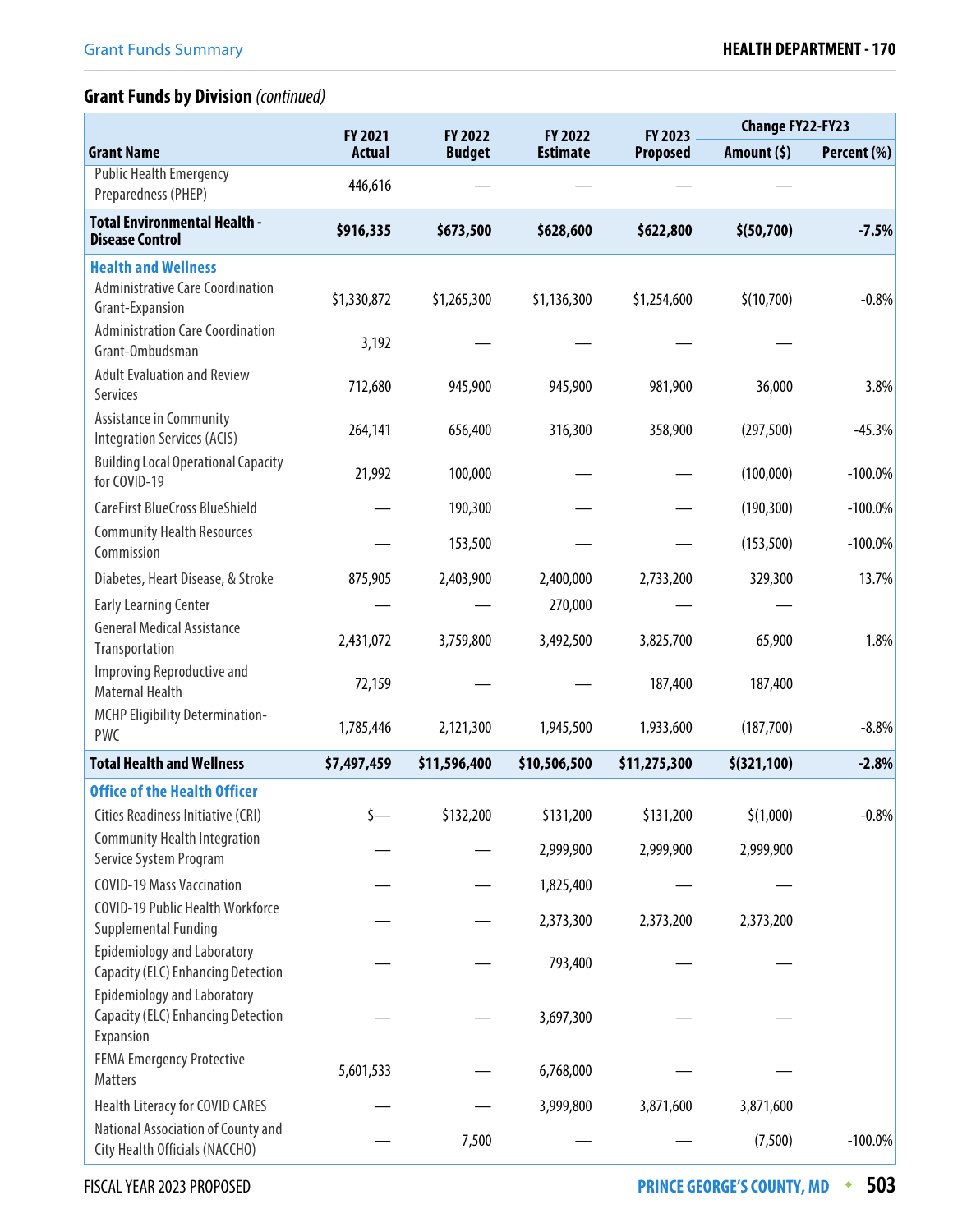## Grant Funds by Division *(continued)*

| Grant Name | FY 2021 Actual | FY 2022 Budget | FY 2022 Estimate | FY 2023 Proposed | Change FY22-FY23 Amount ($) | Change FY22-FY23 Percent (%) |
|---|---|---|---|---|---|---|
| Public Health Emergency Preparedness (PHEP) | 446,616 | — | — | — | — | |
| **Total Environmental Health - Disease Control** | **$916,335** | **$673,500** | **$628,600** | **$622,800** | **$(50,700)** | **-7.5%** |
| **Health and Wellness** | | | | | | |
| Administrative Care Coordination Grant-Expansion | $1,330,872 | $1,265,300 | $1,136,300 | $1,254,600 | $(10,700) | -0.8% |
| Administration Care Coordination Grant-Ombudsman | 3,192 | — | — | — | — | |
| Adult Evaluation and Review Services | 712,680 | 945,900 | 945,900 | 981,900 | 36,000 | 3.8% |
| Assistance in Community Integration Services (ACIS) | 264,141 | 656,400 | 316,300 | 358,900 | (297,500) | -45.3% |
| Building Local Operational Capacity for COVID-19 | 21,992 | 100,000 | — | — | (100,000) | -100.0% |
| CareFirst BlueCross BlueShield | — | 190,300 | — | — | (190,300) | -100.0% |
| Community Health Resources Commission | — | 153,500 | — | — | (153,500) | -100.0% |
| Diabetes, Heart Disease, & Stroke | 875,905 | 2,403,900 | 2,400,000 | 2,733,200 | 329,300 | 13.7% |
| Early Learning Center | — | — | 270,000 | — | — | |
| General Medical Assistance Transportation | 2,431,072 | 3,759,800 | 3,492,500 | 3,825,700 | 65,900 | 1.8% |
| Improving Reproductive and Maternal Health | 72,159 | — | — | 187,400 | 187,400 | |
| MCHP Eligibility Determination-PWC | 1,785,446 | 2,121,300 | 1,945,500 | 1,933,600 | (187,700) | -8.8% |
| **Total Health and Wellness** | **$7,497,459** | **$11,596,400** | **$10,506,500** | **$11,275,300** | **$(321,100)** | **-2.8%** |
| **Office of the Health Officer** | | | | | | |
| Cities Readiness Initiative (CRI) | $— | $132,200 | $131,200 | $131,200 | $(1,000) | -0.8% |
| Community Health Integration Service System Program | — | — | 2,999,900 | 2,999,900 | 2,999,900 | |
| COVID-19 Mass Vaccination | — | — | 1,825,400 | — | — | |
| COVID-19 Public Health Workforce Supplemental Funding | — | — | 2,373,300 | 2,373,200 | 2,373,200 | |
| Epidemiology and Laboratory Capacity (ELC) Enhancing Detection | — | — | 793,400 | — | — | |
| Epidemiology and Laboratory Capacity (ELC) Enhancing Detection Expansion | — | — | 3,697,300 | — | — | |
| FEMA Emergency Protective Matters | 5,601,533 | — | 6,768,000 | — | — | |
| Health Literacy for COVID CARES | — | — | 3,999,800 | 3,871,600 | 3,871,600 | |
| National Association of County and City Health Officials (NACCHO) | — | 7,500 | — | — | (7,500) | -100.0% |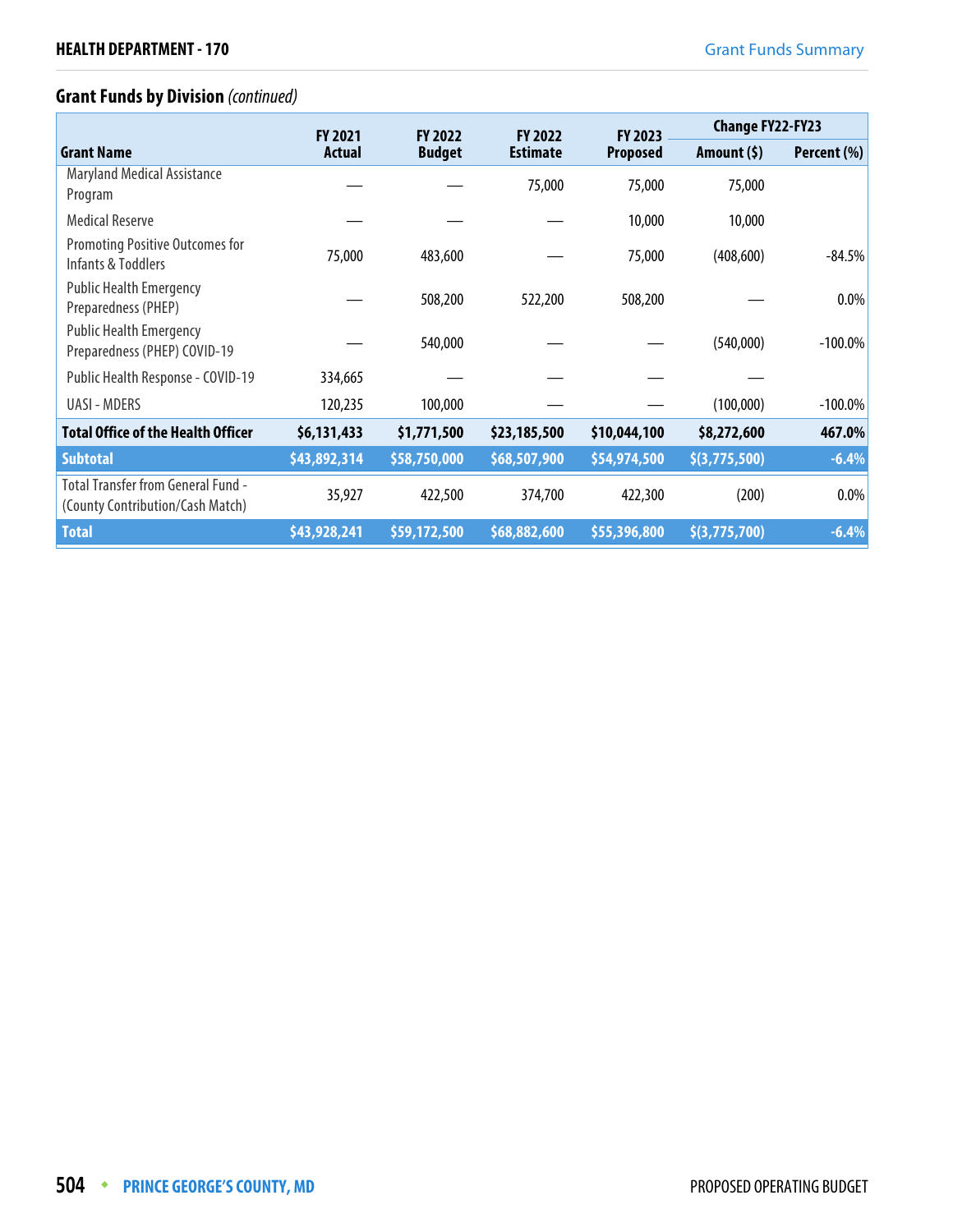## Grant Funds by Division *(continued)*

| Grant Name | FY 2021 Actual | FY 2022 Budget | FY 2022 Estimate | FY 2023 Proposed | Change FY22-FY23 | |
|---|---|---|---|---|---|---|
| | | | | | Amount ($) | Percent (%) |
| Maryland Medical Assistance Program | — | — | 75,000 | 75,000 | 75,000 | |
| Medical Reserve | — | — | — | 10,000 | 10,000 | |
| Promoting Positive Outcomes for Infants & Toddlers | 75,000 | 483,600 | — | 75,000 | (408,600) | -84.5% |
| Public Health Emergency Preparedness (PHEP) | — | 508,200 | 522,200 | 508,200 | — | 0.0% |
| Public Health Emergency Preparedness (PHEP) COVID-19 | — | 540,000 | — | — | (540,000) | -100.0% |
| Public Health Response - COVID-19 | 334,665 | — | — | — | — | |
| UASI - MDERS | 120,235 | 100,000 | — | — | (100,000) | -100.0% |
| **Total Office of the Health Officer** | **$6,131,433** | **$1,771,500** | **$23,185,500** | **$10,044,100** | **$8,272,600** | **467.0%** |
| **Subtotal** | **$43,892,314** | **$58,750,000** | **$68,507,900** | **$54,974,500** | **$(3,775,500)** | **-6.4%** |
| Total Transfer from General Fund - (County Contribution/Cash Match) | 35,927 | 422,500 | 374,700 | 422,300 | (200) | 0.0% |
| **Total** | **$43,928,241** | **$59,172,500** | **$68,882,600** | **$55,396,800** | **$(3,775,700)** | **-6.4%** |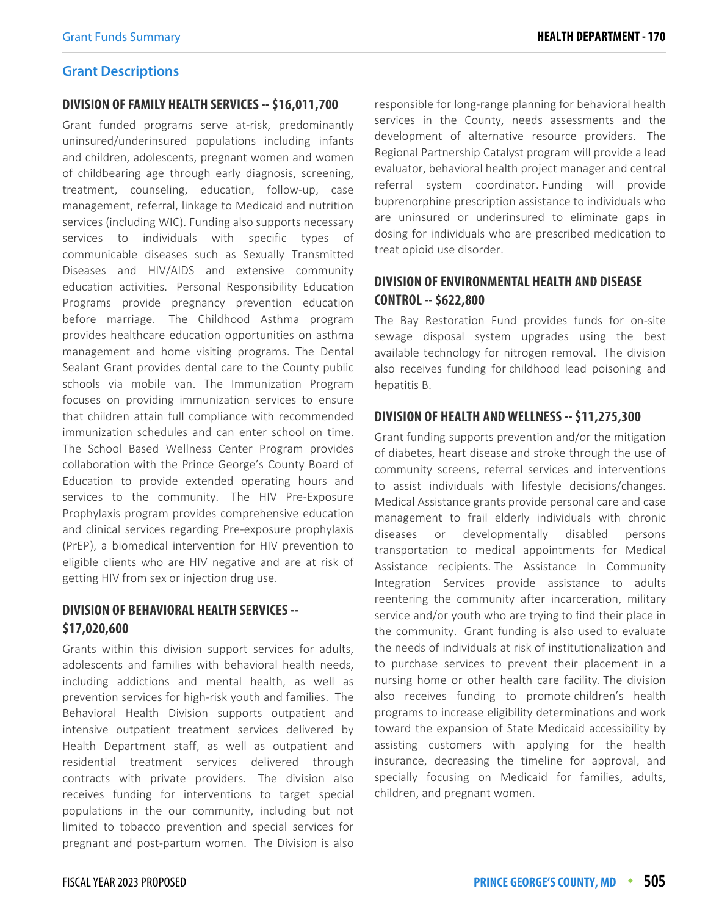## Grant Descriptions

### DIVISION OF FAMILY HEALTH SERVICES -- $16,011,700

Grant funded programs serve at-risk, predominantly uninsured/underinsured populations including infants and children, adolescents, pregnant women and women of childbearing age through early diagnosis, screening, treatment, counseling, education, follow-up, case management, referral, linkage to Medicaid and nutrition services (including WIC). Funding also supports necessary services to individuals with specific types of communicable diseases such as Sexually Transmitted Diseases and HIV/AIDS and extensive community education activities. Personal Responsibility Education Programs provide pregnancy prevention education before marriage. The Childhood Asthma program provides healthcare education opportunities on asthma management and home visiting programs. The Dental Sealant Grant provides dental care to the County public schools via mobile van. The Immunization Program focuses on providing immunization services to ensure that children attain full compliance with recommended immunization schedules and can enter school on time. The School Based Wellness Center Program provides collaboration with the Prince George's County Board of Education to provide extended operating hours and services to the community. The HIV Pre-Exposure Prophylaxis program provides comprehensive education and clinical services regarding Pre-exposure prophylaxis (PrEP), a biomedical intervention for HIV prevention to eligible clients who are HIV negative and are at risk of getting HIV from sex or injection drug use.

### DIVISION OF BEHAVIORAL HEALTH SERVICES -- $17,020,600

Grants within this division support services for adults, adolescents and families with behavioral health needs, including addictions and mental health, as well as prevention services for high-risk youth and families. The Behavioral Health Division supports outpatient and intensive outpatient treatment services delivered by Health Department staff, as well as outpatient and residential treatment services delivered through contracts with private providers. The division also receives funding for interventions to target special populations in the our community, including but not limited to tobacco prevention and special services for pregnant and post-partum women. The Division is also responsible for long-range planning for behavioral health services in the County, needs assessments and the development of alternative resource providers. The Regional Partnership Catalyst program will provide a lead evaluator, behavioral health project manager and central referral system coordinator. Funding will provide buprenorphine prescription assistance to individuals who are uninsured or underinsured to eliminate gaps in dosing for individuals who are prescribed medication to treat opioid use disorder.

### DIVISION OF ENVIRONMENTAL HEALTH AND DISEASE CONTROL -- $622,800

The Bay Restoration Fund provides funds for on-site sewage disposal system upgrades using the best available technology for nitrogen removal. The division also receives funding for childhood lead poisoning and hepatitis B.

### DIVISION OF HEALTH AND WELLNESS -- $11,275,300

Grant funding supports prevention and/or the mitigation of diabetes, heart disease and stroke through the use of community screens, referral services and interventions to assist individuals with lifestyle decisions/changes. Medical Assistance grants provide personal care and case management to frail elderly individuals with chronic diseases or developmentally disabled persons transportation to medical appointments for Medical Assistance recipients. The Assistance In Community Integration Services provide assistance to adults reentering the community after incarceration, military service and/or youth who are trying to find their place in the community. Grant funding is also used to evaluate the needs of individuals at risk of institutionalization and to purchase services to prevent their placement in a nursing home or other health care facility. The division also receives funding to promote children's health programs to increase eligibility determinations and work toward the expansion of State Medicaid accessibility by assisting customers with applying for the health insurance, decreasing the timeline for approval, and specially focusing on Medicaid for families, adults, children, and pregnant women.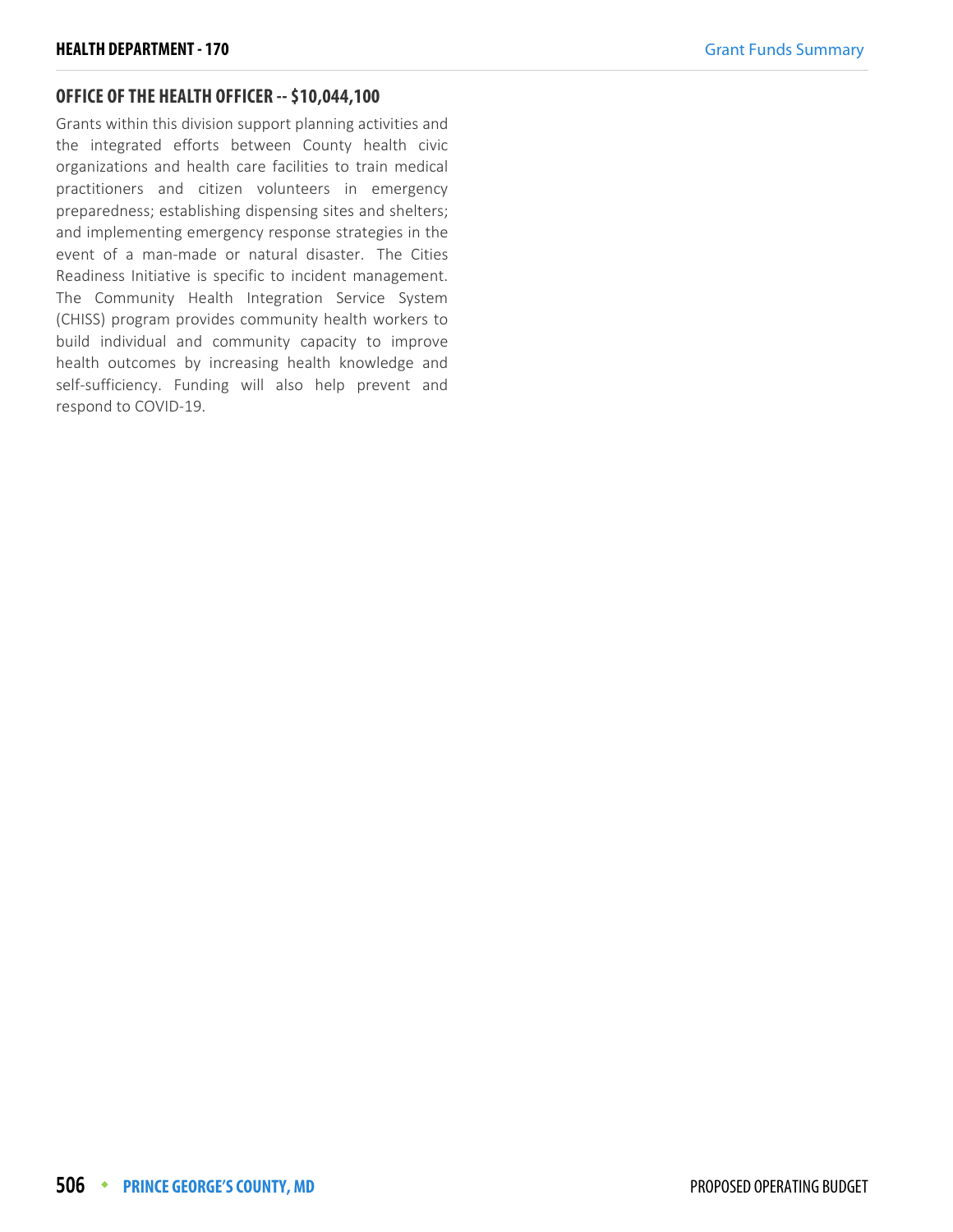## OFFICE OF THE HEALTH OFFICER -- $10,044,100

Grants within this division support planning activities and the integrated efforts between County health civic organizations and health care facilities to train medical practitioners and citizen volunteers in emergency preparedness; establishing dispensing sites and shelters; and implementing emergency response strategies in the event of a man-made or natural disaster. The Cities Readiness Initiative is specific to incident management. The Community Health Integration Service System (CHISS) program provides community health workers to build individual and community capacity to improve health outcomes by increasing health knowledge and self-sufficiency. Funding will also help prevent and respond to COVID-19.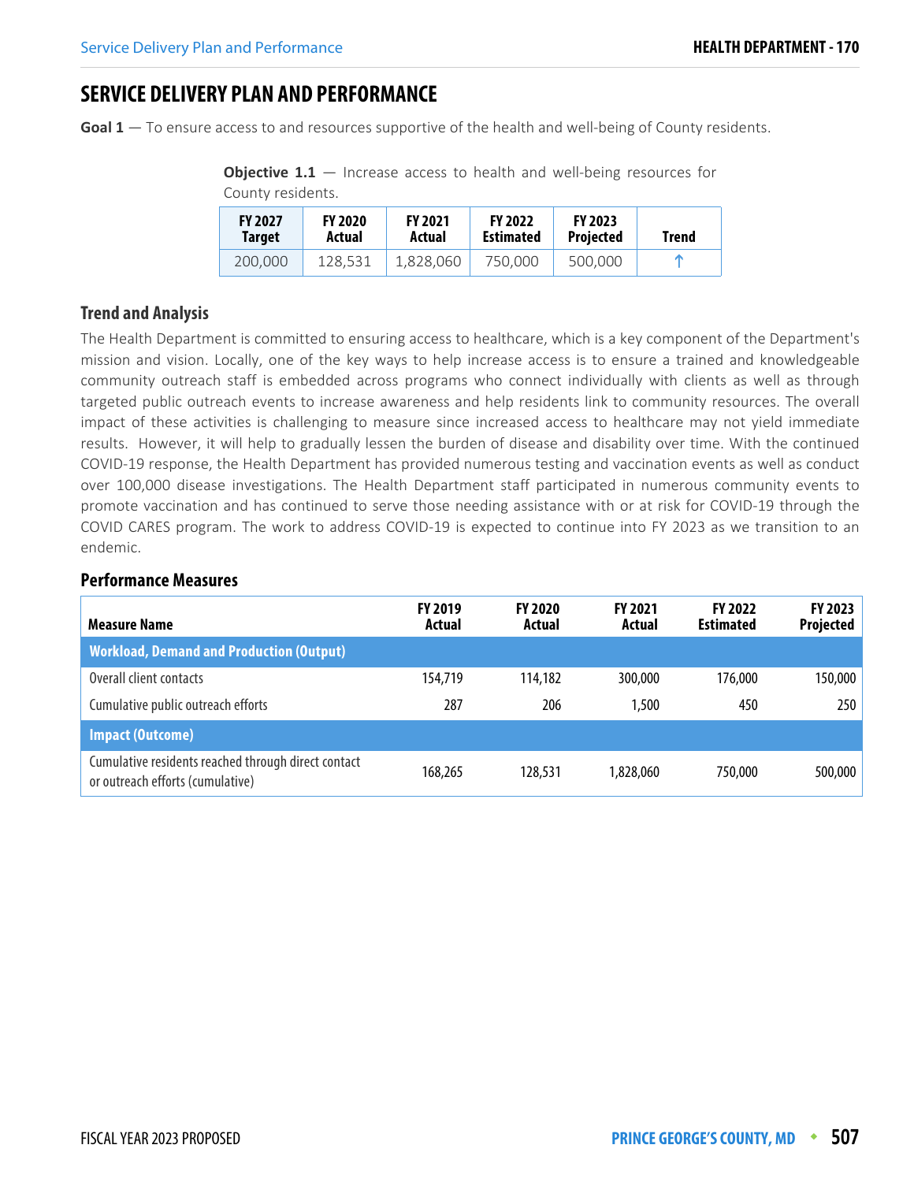# SERVICE DELIVERY PLAN AND PERFORMANCE

**Goal 1** — To ensure access to and resources supportive of the health and well-being of County residents.

**Objective 1.1** — Increase access to health and well-being resources for County residents.

| FY 2027 Target | FY 2020 Actual | FY 2021 Actual | FY 2022 Estimated | FY 2023 Projected | Trend |
|---|---|---|---|---|---|
| 200,000 | 128,531 | 1,828,060 | 750,000 | 500,000 | ↑ |

### Trend and Analysis

The Health Department is committed to ensuring access to healthcare, which is a key component of the Department's mission and vision. Locally, one of the key ways to help increase access is to ensure a trained and knowledgeable community outreach staff is embedded across programs who connect individually with clients as well as through targeted public outreach events to increase awareness and help residents link to community resources. The overall impact of these activities is challenging to measure since increased access to healthcare may not yield immediate results. However, it will help to gradually lessen the burden of disease and disability over time. With the continued COVID-19 response, the Health Department has provided numerous testing and vaccination events as well as conduct over 100,000 disease investigations. The Health Department staff participated in numerous community events to promote vaccination and has continued to serve those needing assistance with or at risk for COVID-19 through the COVID CARES program. The work to address COVID-19 is expected to continue into FY 2023 as we transition to an endemic.

### Performance Measures

| Measure Name | FY 2019 Actual | FY 2020 Actual | FY 2021 Actual | FY 2022 Estimated | FY 2023 Projected |
|---|---|---|---|---|---|
| **Workload, Demand and Production (Output)** | | | | | |
| Overall client contacts | 154,719 | 114,182 | 300,000 | 176,000 | 150,000 |
| Cumulative public outreach efforts | 287 | 206 | 1,500 | 450 | 250 |
| **Impact (Outcome)** | | | | | |
| Cumulative residents reached through direct contact or outreach efforts (cumulative) | 168,265 | 128,531 | 1,828,060 | 750,000 | 500,000 |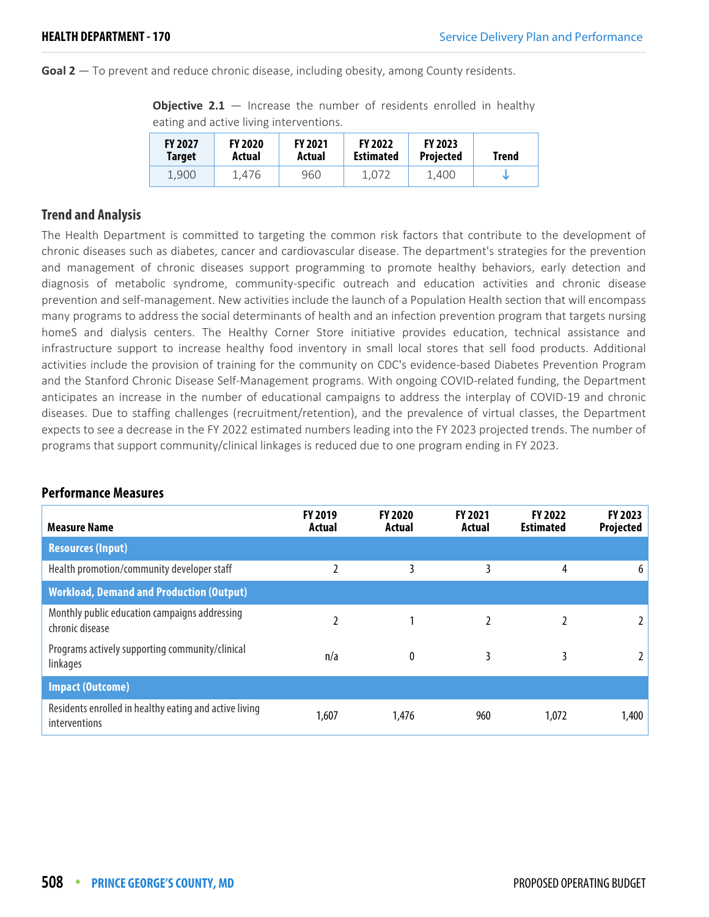**Goal 2** — To prevent and reduce chronic disease, including obesity, among County residents.

**Objective 2.1** — Increase the number of residents enrolled in healthy eating and active living interventions.

| FY 2027 Target | FY 2020 Actual | FY 2021 Actual | FY 2022 Estimated | FY 2023 Projected | Trend |
|---|---|---|---|---|---|
| 1,900 | 1,476 | 960 | 1,072 | 1,400 | ↓ |

## Trend and Analysis

The Health Department is committed to targeting the common risk factors that contribute to the development of chronic diseases such as diabetes, cancer and cardiovascular disease. The department's strategies for the prevention and management of chronic diseases support programming to promote healthy behaviors, early detection and diagnosis of metabolic syndrome, community-specific outreach and education activities and chronic disease prevention and self-management. New activities include the launch of a Population Health section that will encompass many programs to address the social determinants of health and an infection prevention program that targets nursing homeS and dialysis centers. The Healthy Corner Store initiative provides education, technical assistance and infrastructure support to increase healthy food inventory in small local stores that sell food products. Additional activities include the provision of training for the community on CDC's evidence-based Diabetes Prevention Program and the Stanford Chronic Disease Self-Management programs. With ongoing COVID-related funding, the Department anticipates an increase in the number of educational campaigns to address the interplay of COVID-19 and chronic diseases. Due to staffing challenges (recruitment/retention), and the prevalence of virtual classes, the Department expects to see a decrease in the FY 2022 estimated numbers leading into the FY 2023 projected trends. The number of programs that support community/clinical linkages is reduced due to one program ending in FY 2023.

## Performance Measures

| Measure Name | FY 2019 Actual | FY 2020 Actual | FY 2021 Actual | FY 2022 Estimated | FY 2023 Projected |
|---|---|---|---|---|---|
| **Resources (Input)** | | | | | |
| Health promotion/community developer staff | 2 | 3 | 3 | 4 | 6 |
| **Workload, Demand and Production (Output)** | | | | | |
| Monthly public education campaigns addressing chronic disease | 2 | 1 | 2 | 2 | 2 |
| Programs actively supporting community/clinical linkages | n/a | 0 | 3 | 3 | 2 |
| **Impact (Outcome)** | | | | | |
| Residents enrolled in healthy eating and active living interventions | 1,607 | 1,476 | 960 | 1,072 | 1,400 |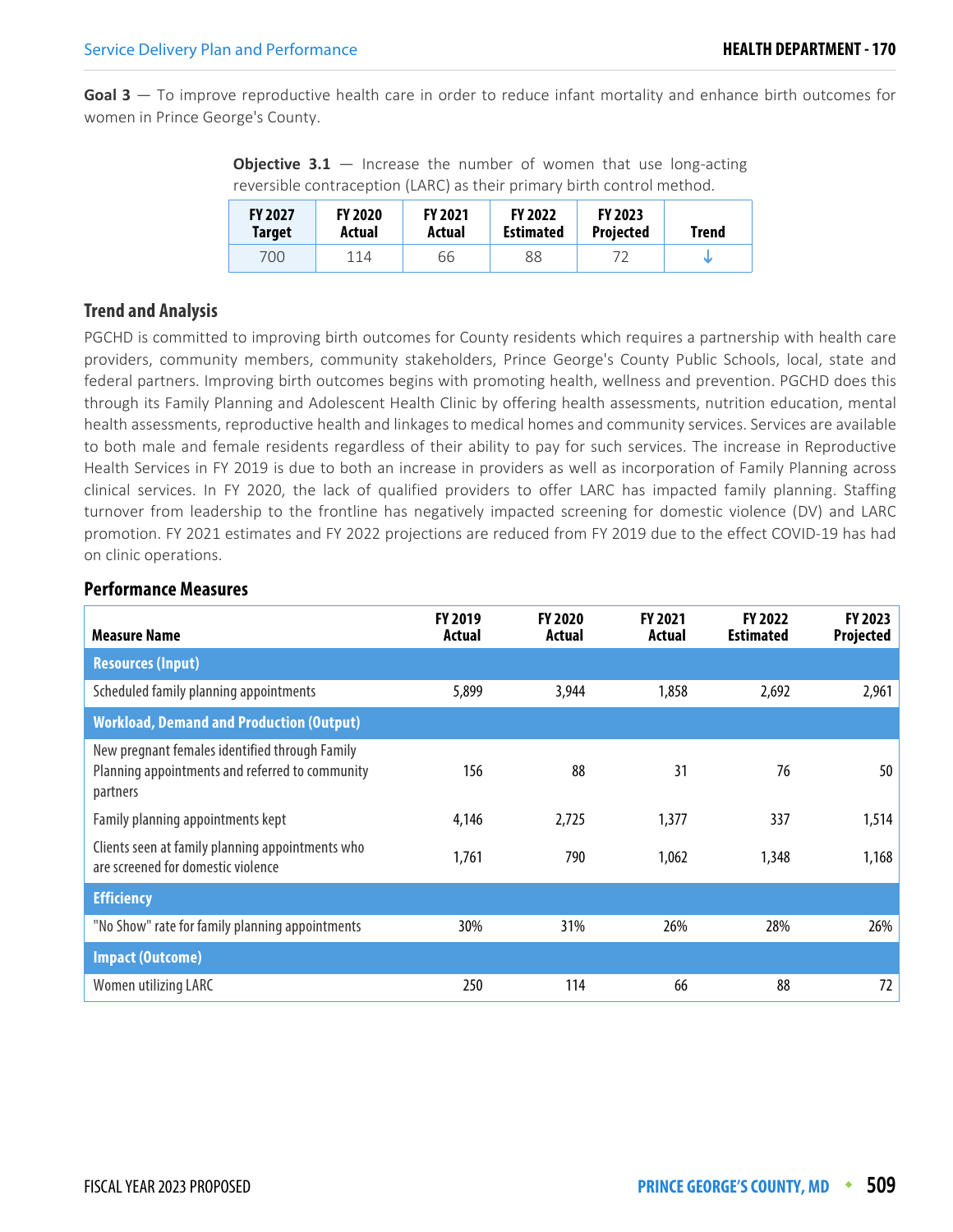**Goal 3** — To improve reproductive health care in order to reduce infant mortality and enhance birth outcomes for women in Prince George's County.

**Objective 3.1** — Increase the number of women that use long-acting reversible contraception (LARC) as their primary birth control method.

| FY 2027 Target | FY 2020 Actual | FY 2021 Actual | FY 2022 Estimated | FY 2023 Projected | Trend |
|---|---|---|---|---|---|
| 700 | 114 | 66 | 88 | 72 | ↓ |

### Trend and Analysis

PGCHD is committed to improving birth outcomes for County residents which requires a partnership with health care providers, community members, community stakeholders, Prince George's County Public Schools, local, state and federal partners. Improving birth outcomes begins with promoting health, wellness and prevention. PGCHD does this through its Family Planning and Adolescent Health Clinic by offering health assessments, nutrition education, mental health assessments, reproductive health and linkages to medical homes and community services. Services are available to both male and female residents regardless of their ability to pay for such services. The increase in Reproductive Health Services in FY 2019 is due to both an increase in providers as well as incorporation of Family Planning across clinical services. In FY 2020, the lack of qualified providers to offer LARC has impacted family planning. Staffing turnover from leadership to the frontline has negatively impacted screening for domestic violence (DV) and LARC promotion. FY 2021 estimates and FY 2022 projections are reduced from FY 2019 due to the effect COVID-19 has had on clinic operations.

### Performance Measures

| Measure Name | FY 2019 Actual | FY 2020 Actual | FY 2021 Actual | FY 2022 Estimated | FY 2023 Projected |
|---|---|---|---|---|---|
| **Resources (Input)** | | | | | |
| Scheduled family planning appointments | 5,899 | 3,944 | 1,858 | 2,692 | 2,961 |
| **Workload, Demand and Production (Output)** | | | | | |
| New pregnant females identified through Family Planning appointments and referred to community partners | 156 | 88 | 31 | 76 | 50 |
| Family planning appointments kept | 4,146 | 2,725 | 1,377 | 337 | 1,514 |
| Clients seen at family planning appointments who are screened for domestic violence | 1,761 | 790 | 1,062 | 1,348 | 1,168 |
| **Efficiency** | | | | | |
| "No Show" rate for family planning appointments | 30% | 31% | 26% | 28% | 26% |
| **Impact (Outcome)** | | | | | |
| Women utilizing LARC | 250 | 114 | 66 | 88 | 72 |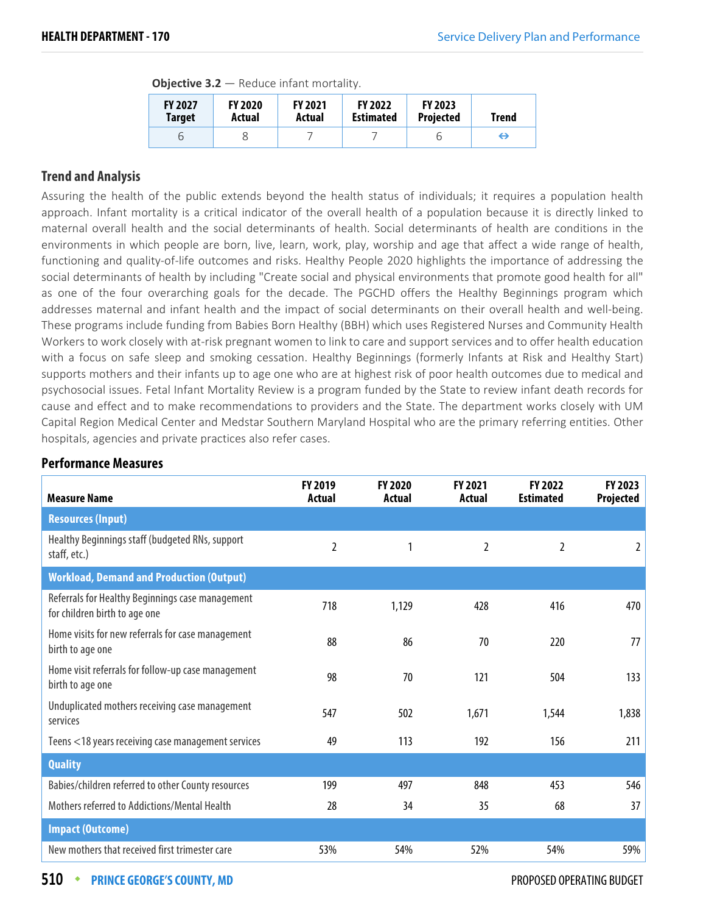**Objective 3.2** — Reduce infant mortality.

| FY 2027 Target | FY 2020 Actual | FY 2021 Actual | FY 2022 Estimated | FY 2023 Projected | Trend |
|---|---|---|---|---|---|
| 6 | 8 | 7 | 7 | 6 | ⇔ |

## Trend and Analysis

Assuring the health of the public extends beyond the health status of individuals; it requires a population health approach. Infant mortality is a critical indicator of the overall health of a population because it is directly linked to maternal overall health and the social determinants of health. Social determinants of health are conditions in the environments in which people are born, live, learn, work, play, worship and age that affect a wide range of health, functioning and quality-of-life outcomes and risks. Healthy People 2020 highlights the importance of addressing the social determinants of health by including "Create social and physical environments that promote good health for all" as one of the four overarching goals for the decade. The PGCHD offers the Healthy Beginnings program which addresses maternal and infant health and the impact of social determinants on their overall health and well-being. These programs include funding from Babies Born Healthy (BBH) which uses Registered Nurses and Community Health Workers to work closely with at-risk pregnant women to link to care and support services and to offer health education with a focus on safe sleep and smoking cessation. Healthy Beginnings (formerly Infants at Risk and Healthy Start) supports mothers and their infants up to age one who are at highest risk of poor health outcomes due to medical and psychosocial issues. Fetal Infant Mortality Review is a program funded by the State to review infant death records for cause and effect and to make recommendations to providers and the State. The department works closely with UM Capital Region Medical Center and Medstar Southern Maryland Hospital who are the primary referring entities. Other hospitals, agencies and private practices also refer cases.

## Performance Measures

| Measure Name | FY 2019 Actual | FY 2020 Actual | FY 2021 Actual | FY 2022 Estimated | FY 2023 Projected |
|---|---|---|---|---|---|
| **Resources (Input)** | | | | | |
| Healthy Beginnings staff (budgeted RNs, support staff, etc.) | 2 | 1 | 2 | 2 | 2 |
| **Workload, Demand and Production (Output)** | | | | | |
| Referrals for Healthy Beginnings case management for children birth to age one | 718 | 1,129 | 428 | 416 | 470 |
| Home visits for new referrals for case management birth to age one | 88 | 86 | 70 | 220 | 77 |
| Home visit referrals for follow-up case management birth to age one | 98 | 70 | 121 | 504 | 133 |
| Unduplicated mothers receiving case management services | 547 | 502 | 1,671 | 1,544 | 1,838 |
| Teens <18 years receiving case management services | 49 | 113 | 192 | 156 | 211 |
| **Quality** | | | | | |
| Babies/children referred to other County resources | 199 | 497 | 848 | 453 | 546 |
| Mothers referred to Addictions/Mental Health | 28 | 34 | 35 | 68 | 37 |
| **Impact (Outcome)** | | | | | |
| New mothers that received first trimester care | 53% | 54% | 52% | 54% | 59% |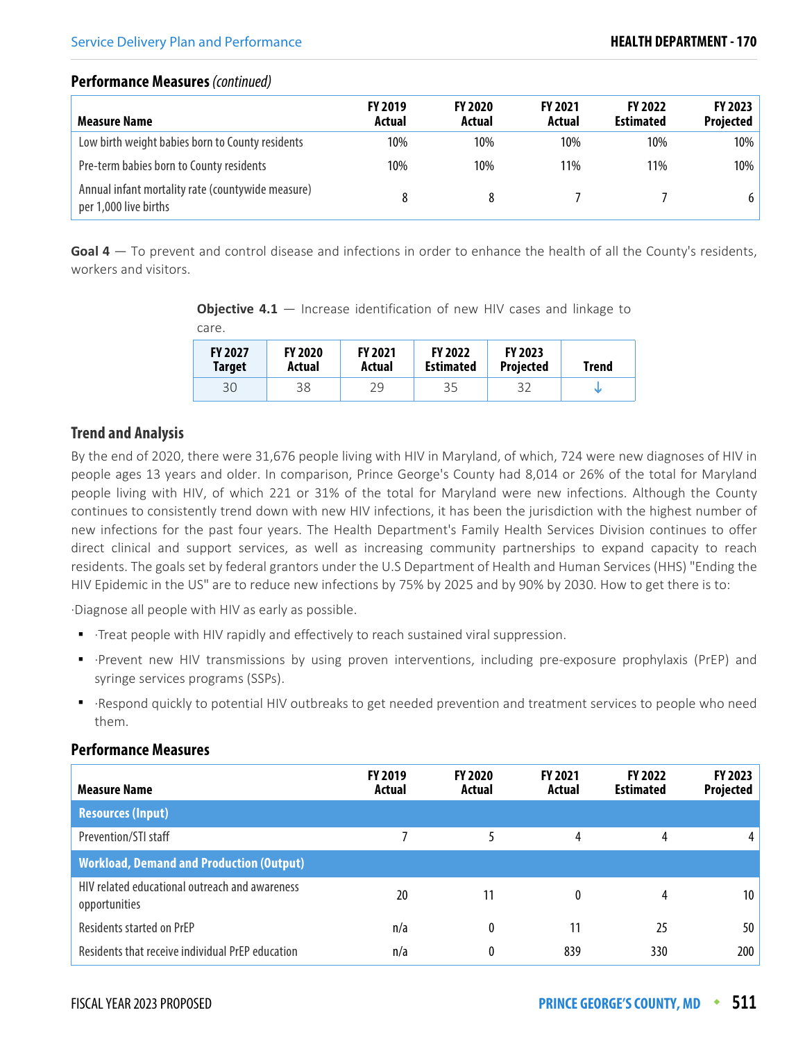### Performance Measures *(continued)*

| Measure Name | FY 2019 Actual | FY 2020 Actual | FY 2021 Actual | FY 2022 Estimated | FY 2023 Projected |
|---|---|---|---|---|---|
| Low birth weight babies born to County residents | 10% | 10% | 10% | 10% | 10% |
| Pre-term babies born to County residents | 10% | 10% | 11% | 11% | 10% |
| Annual infant mortality rate (countywide measure) per 1,000 live births | 8 | 8 | 7 | 7 | 6 |

**Goal 4** — To prevent and control disease and infections in order to enhance the health of all the County's residents, workers and visitors.

**Objective 4.1** — Increase identification of new HIV cases and linkage to care.

| FY 2027 Target | FY 2020 Actual | FY 2021 Actual | FY 2022 Estimated | FY 2023 Projected | Trend |
|---|---|---|---|---|---|
| 30 | 38 | 29 | 35 | 32 | ↓ |

### Trend and Analysis

By the end of 2020, there were 31,676 people living with HIV in Maryland, of which, 724 were new diagnoses of HIV in people ages 13 years and older. In comparison, Prince George's County had 8,014 or 26% of the total for Maryland people living with HIV, of which 221 or 31% of the total for Maryland were new infections. Although the County continues to consistently trend down with new HIV infections, it has been the jurisdiction with the highest number of new infections for the past four years. The Health Department's Family Health Services Division continues to offer direct clinical and support services, as well as increasing community partnerships to expand capacity to reach residents. The goals set by federal grantors under the U.S Department of Health and Human Services (HHS) "Ending the HIV Epidemic in the US" are to reduce new infections by 75% by 2025 and by 90% by 2030. How to get there is to:

·Diagnose all people with HIV as early as possible.

- ·Treat people with HIV rapidly and effectively to reach sustained viral suppression.
- ·Prevent new HIV transmissions by using proven interventions, including pre-exposure prophylaxis (PrEP) and syringe services programs (SSPs).
- ·Respond quickly to potential HIV outbreaks to get needed prevention and treatment services to people who need them.

### Performance Measures

| Measure Name | FY 2019 Actual | FY 2020 Actual | FY 2021 Actual | FY 2022 Estimated | FY 2023 Projected |
|---|---|---|---|---|---|
| **Resources (Input)** | | | | | |
| Prevention/STI staff | 7 | 5 | 4 | 4 | 4 |
| **Workload, Demand and Production (Output)** | | | | | |
| HIV related educational outreach and awareness opportunities | 20 | 11 | 0 | 4 | 10 |
| Residents started on PrEP | n/a | 0 | 11 | 25 | 50 |
| Residents that receive individual PrEP education | n/a | 0 | 839 | 330 | 200 |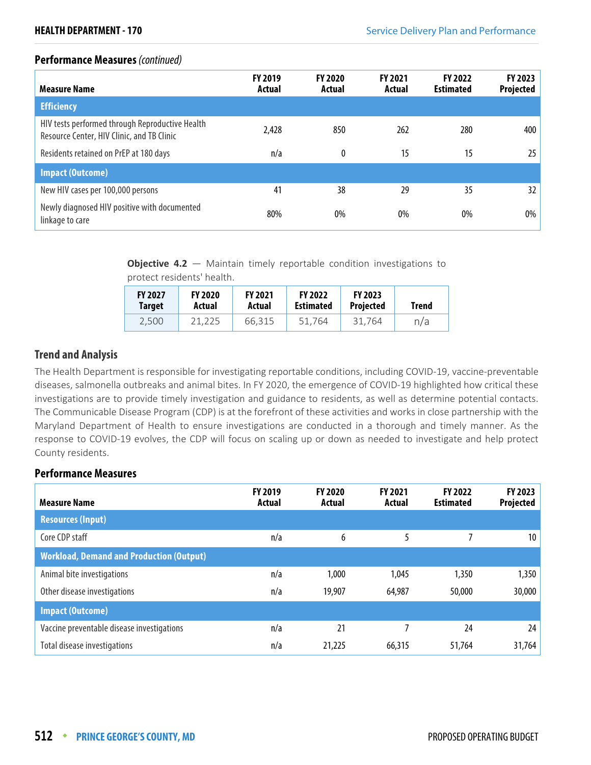## Performance Measures *(continued)*

| Measure Name | FY 2019 Actual | FY 2020 Actual | FY 2021 Actual | FY 2022 Estimated | FY 2023 Projected |
|---|---|---|---|---|---|
| **Efficiency** | | | | | |
| HIV tests performed through Reproductive Health Resource Center, HIV Clinic, and TB Clinic | 2,428 | 850 | 262 | 280 | 400 |
| Residents retained on PrEP at 180 days | n/a | 0 | 15 | 15 | 25 |
| **Impact (Outcome)** | | | | | |
| New HIV cases per 100,000 persons | 41 | 38 | 29 | 35 | 32 |
| Newly diagnosed HIV positive with documented linkage to care | 80% | 0% | 0% | 0% | 0% |

**Objective 4.2** — Maintain timely reportable condition investigations to protect residents' health.

| FY 2027 Target | FY 2020 Actual | FY 2021 Actual | FY 2022 Estimated | FY 2023 Projected | Trend |
|---|---|---|---|---|---|
| 2,500 | 21,225 | 66,315 | 51,764 | 31,764 | n/a |

### Trend and Analysis

The Health Department is responsible for investigating reportable conditions, including COVID-19, vaccine-preventable diseases, salmonella outbreaks and animal bites. In FY 2020, the emergence of COVID-19 highlighted how critical these investigations are to provide timely investigation and guidance to residents, as well as determine potential contacts. The Communicable Disease Program (CDP) is at the forefront of these activities and works in close partnership with the Maryland Department of Health to ensure investigations are conducted in a thorough and timely manner. As the response to COVID-19 evolves, the CDP will focus on scaling up or down as needed to investigate and help protect County residents.

### Performance Measures

| Measure Name | FY 2019 Actual | FY 2020 Actual | FY 2021 Actual | FY 2022 Estimated | FY 2023 Projected |
|---|---|---|---|---|---|
| **Resources (Input)** | | | | | |
| Core CDP staff | n/a | 6 | 5 | 7 | 10 |
| **Workload, Demand and Production (Output)** | | | | | |
| Animal bite investigations | n/a | 1,000 | 1,045 | 1,350 | 1,350 |
| Other disease investigations | n/a | 19,907 | 64,987 | 50,000 | 30,000 |
| **Impact (Outcome)** | | | | | |
| Vaccine preventable disease investigations | n/a | 21 | 7 | 24 | 24 |
| Total disease investigations | n/a | 21,225 | 66,315 | 51,764 | 31,764 |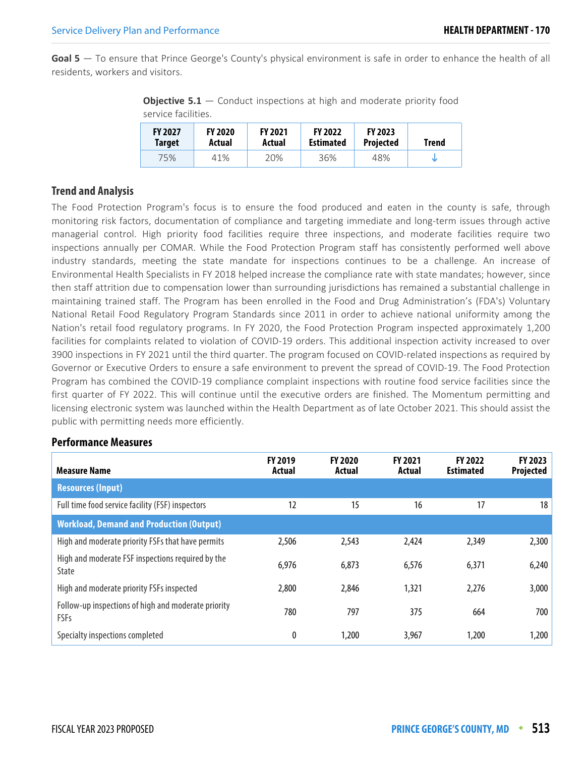**Goal 5** — To ensure that Prince George's County's physical environment is safe in order to enhance the health of all residents, workers and visitors.

**Objective 5.1** — Conduct inspections at high and moderate priority food service facilities.

| FY 2027 Target | FY 2020 Actual | FY 2021 Actual | FY 2022 Estimated | FY 2023 Projected | Trend |
|---|---|---|---|---|---|
| 75% | 41% | 20% | 36% | 48% | ↓ |

### Trend and Analysis

The Food Protection Program's focus is to ensure the food produced and eaten in the county is safe, through monitoring risk factors, documentation of compliance and targeting immediate and long-term issues through active managerial control. High priority food facilities require three inspections, and moderate facilities require two inspections annually per COMAR. While the Food Protection Program staff has consistently performed well above industry standards, meeting the state mandate for inspections continues to be a challenge. An increase of Environmental Health Specialists in FY 2018 helped increase the compliance rate with state mandates; however, since then staff attrition due to compensation lower than surrounding jurisdictions has remained a substantial challenge in maintaining trained staff. The Program has been enrolled in the Food and Drug Administration's (FDA's) Voluntary National Retail Food Regulatory Program Standards since 2011 in order to achieve national uniformity among the Nation's retail food regulatory programs. In FY 2020, the Food Protection Program inspected approximately 1,200 facilities for complaints related to violation of COVID-19 orders. This additional inspection activity increased to over 3900 inspections in FY 2021 until the third quarter. The program focused on COVID-related inspections as required by Governor or Executive Orders to ensure a safe environment to prevent the spread of COVID-19. The Food Protection Program has combined the COVID-19 compliance complaint inspections with routine food service facilities since the first quarter of FY 2022. This will continue until the executive orders are finished. The Momentum permitting and licensing electronic system was launched within the Health Department as of late October 2021. This should assist the public with permitting needs more efficiently.

### Performance Measures

| Measure Name | FY 2019 Actual | FY 2020 Actual | FY 2021 Actual | FY 2022 Estimated | FY 2023 Projected |
|---|---|---|---|---|---|
| **Resources (Input)** | | | | | |
| Full time food service facility (FSF) inspectors | 12 | 15 | 16 | 17 | 18 |
| **Workload, Demand and Production (Output)** | | | | | |
| High and moderate priority FSFs that have permits | 2,506 | 2,543 | 2,424 | 2,349 | 2,300 |
| High and moderate FSF inspections required by the State | 6,976 | 6,873 | 6,576 | 6,371 | 6,240 |
| High and moderate priority FSFs inspected | 2,800 | 2,846 | 1,321 | 2,276 | 3,000 |
| Follow-up inspections of high and moderate priority FSFs | 780 | 797 | 375 | 664 | 700 |
| Specialty inspections completed | 0 | 1,200 | 3,967 | 1,200 | 1,200 |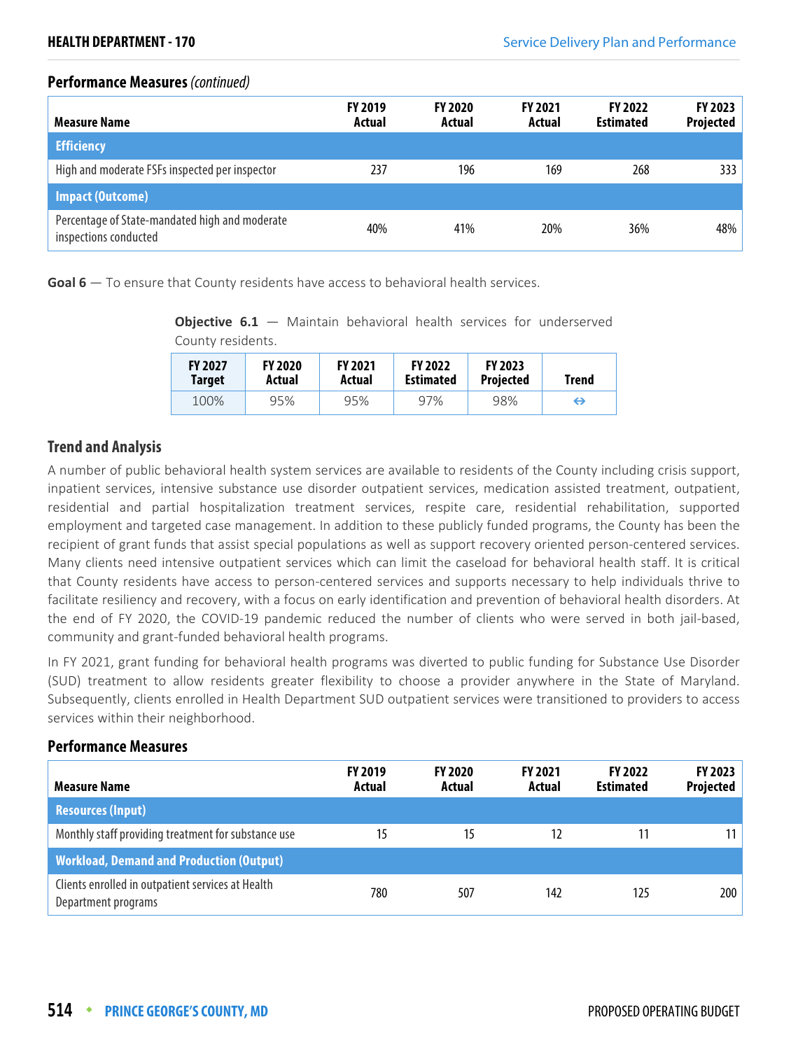### Performance Measures *(continued)*

| Measure Name | FY 2019 Actual | FY 2020 Actual | FY 2021 Actual | FY 2022 Estimated | FY 2023 Projected |
|---|---|---|---|---|---|
| **Efficiency** | | | | | |
| High and moderate FSFs inspected per inspector | 237 | 196 | 169 | 268 | 333 |
| **Impact (Outcome)** | | | | | |
| Percentage of State-mandated high and moderate inspections conducted | 40% | 41% | 20% | 36% | 48% |

**Goal 6** — To ensure that County residents have access to behavioral health services.

**Objective 6.1** — Maintain behavioral health services for underserved County residents.

| FY 2027 Target | FY 2020 Actual | FY 2021 Actual | FY 2022 Estimated | FY 2023 Projected | Trend |
|---|---|---|---|---|---|
| 100% | 95% | 95% | 97% | 98% | ⇔ |

### Trend and Analysis

A number of public behavioral health system services are available to residents of the County including crisis support, inpatient services, intensive substance use disorder outpatient services, medication assisted treatment, outpatient, residential and partial hospitalization treatment services, respite care, residential rehabilitation, supported employment and targeted case management. In addition to these publicly funded programs, the County has been the recipient of grant funds that assist special populations as well as support recovery oriented person-centered services. Many clients need intensive outpatient services which can limit the caseload for behavioral health staff. It is critical that County residents have access to person-centered services and supports necessary to help individuals thrive to facilitate resiliency and recovery, with a focus on early identification and prevention of behavioral health disorders. At the end of FY 2020, the COVID-19 pandemic reduced the number of clients who were served in both jail-based, community and grant-funded behavioral health programs.

In FY 2021, grant funding for behavioral health programs was diverted to public funding for Substance Use Disorder (SUD) treatment to allow residents greater flexibility to choose a provider anywhere in the State of Maryland. Subsequently, clients enrolled in Health Department SUD outpatient services were transitioned to providers to access services within their neighborhood.

### Performance Measures

| Measure Name | FY 2019 Actual | FY 2020 Actual | FY 2021 Actual | FY 2022 Estimated | FY 2023 Projected |
|---|---|---|---|---|---|
| **Resources (Input)** | | | | | |
| Monthly staff providing treatment for substance use | 15 | 15 | 12 | 11 | 11 |
| **Workload, Demand and Production (Output)** | | | | | |
| Clients enrolled in outpatient services at Health Department programs | 780 | 507 | 142 | 125 | 200 |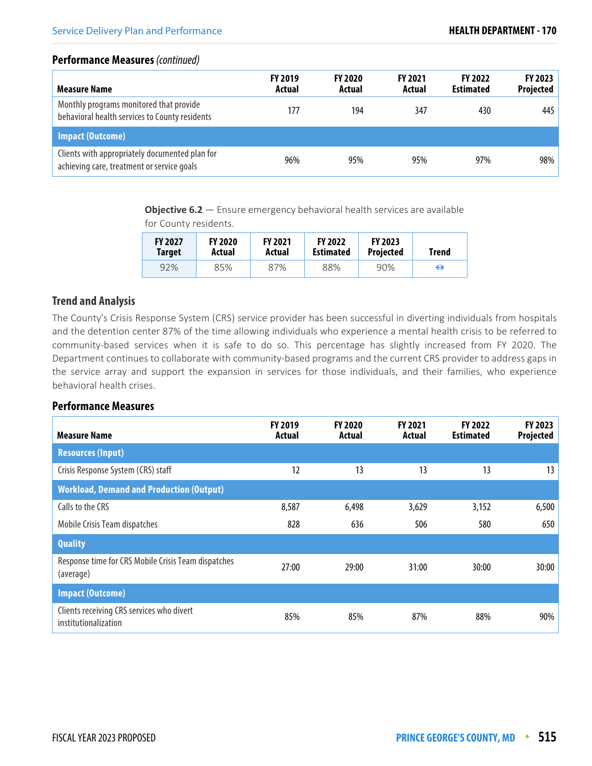### Performance Measures *(continued)*

| Measure Name | FY 2019 Actual | FY 2020 Actual | FY 2021 Actual | FY 2022 Estimated | FY 2023 Projected |
|---|---|---|---|---|---|
| Monthly programs monitored that provide behavioral health services to County residents | 177 | 194 | 347 | 430 | 445 |
| **Impact (Outcome)** | | | | | |
| Clients with appropriately documented plan for achieving care, treatment or service goals | 96% | 95% | 95% | 97% | 98% |

**Objective 6.2** — Ensure emergency behavioral health services are available for County residents.

| FY 2027 Target | FY 2020 Actual | FY 2021 Actual | FY 2022 Estimated | FY 2023 Projected | Trend |
|---|---|---|---|---|---|
| 92% | 85% | 87% | 88% | 90% | ⇔ |

### Trend and Analysis

The County's Crisis Response System (CRS) service provider has been successful in diverting individuals from hospitals and the detention center 87% of the time allowing individuals who experience a mental health crisis to be referred to community-based services when it is safe to do so. This percentage has slightly increased from FY 2020. The Department continues to collaborate with community-based programs and the current CRS provider to address gaps in the service array and support the expansion in services for those individuals, and their families, who experience behavioral health crises.

### Performance Measures

| Measure Name | FY 2019 Actual | FY 2020 Actual | FY 2021 Actual | FY 2022 Estimated | FY 2023 Projected |
|---|---|---|---|---|---|
| **Resources (Input)** | | | | | |
| Crisis Response System (CRS) staff | 12 | 13 | 13 | 13 | 13 |
| **Workload, Demand and Production (Output)** | | | | | |
| Calls to the CRS | 8,587 | 6,498 | 3,629 | 3,152 | 6,500 |
| Mobile Crisis Team dispatches | 828 | 636 | 506 | 580 | 650 |
| **Quality** | | | | | |
| Response time for CRS Mobile Crisis Team dispatches (average) | 27:00 | 29:00 | 31:00 | 30:00 | 30:00 |
| **Impact (Outcome)** | | | | | |
| Clients receiving CRS services who divert institutionalization | 85% | 85% | 87% | 88% | 90% |